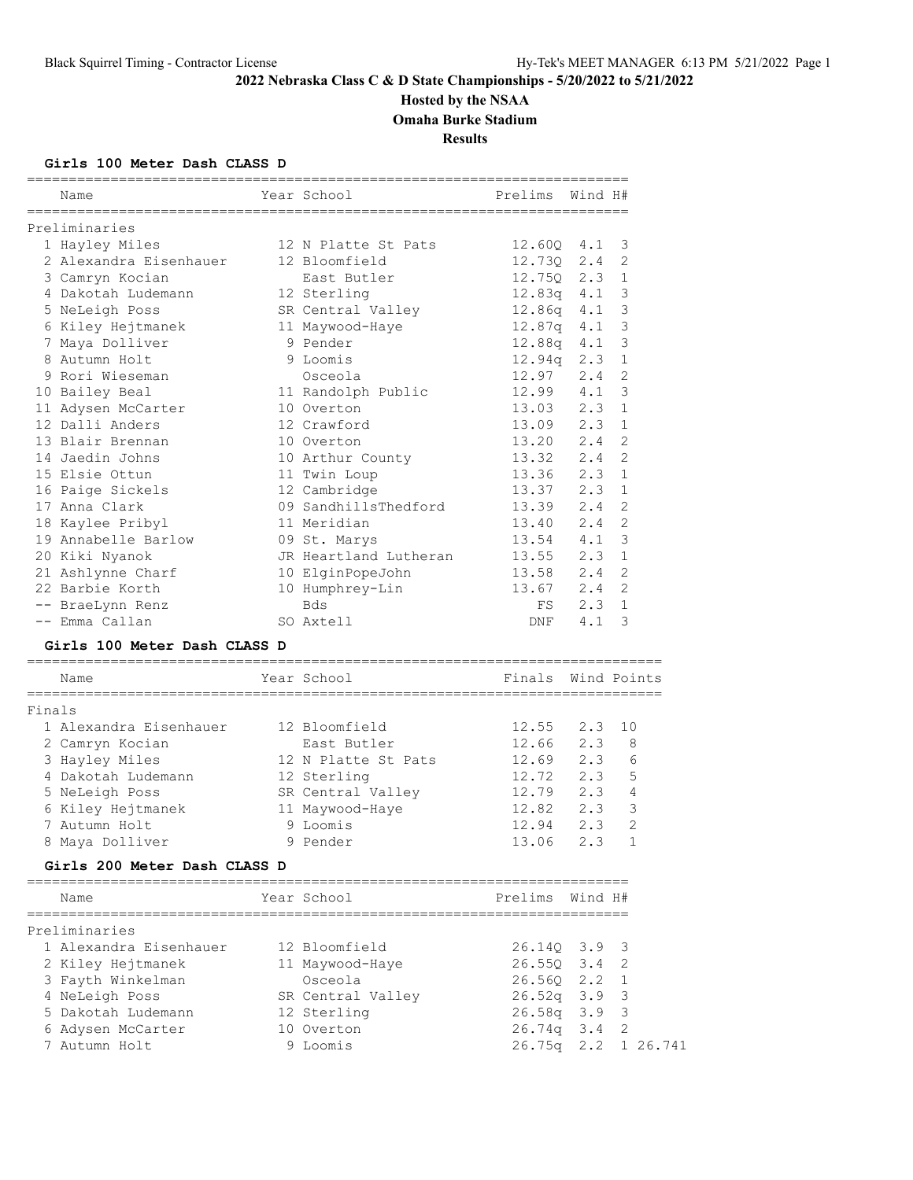# 2022 Nebraska Class C & D State Championships - 5/20/2022 to 5/21/2022

## Hosted by the NSAA

## Omaha Burke Stadium

## Results

### Girls 100 Meter Dash CLASS D

**Preliminaries**

| | Name | Year | School | Prelims | Wind | H# |
|---|---|---|---|---|---|---|
| 1 | Hayley Miles | 12 | N Platte St Pats | 12.60Q | 4.1 | 3 |
| 2 | Alexandra Eisenhauer | 12 | Bloomfield | 12.73Q | 2.4 | 2 |
| 3 | Camryn Kocian | | East Butler | 12.75Q | 2.3 | 1 |
| 4 | Dakotah Ludemann | 12 | Sterling | 12.83q | 4.1 | 3 |
| 5 | NeLeigh Poss | SR | Central Valley | 12.86q | 4.1 | 3 |
| 6 | Kiley Hejtmanek | 11 | Maywood-Haye | 12.87q | 4.1 | 3 |
| 7 | Maya Dolliver | 9 | Pender | 12.88q | 4.1 | 3 |
| 8 | Autumn Holt | 9 | Loomis | 12.94q | 2.3 | 1 |
| 9 | Rori Wieseman | | Osceola | 12.97 | 2.4 | 2 |
| 10 | Bailey Beal | 11 | Randolph Public | 12.99 | 4.1 | 3 |
| 11 | Adysen McCarter | 10 | Overton | 13.03 | 2.3 | 1 |
| 12 | Dalli Anders | 12 | Crawford | 13.09 | 2.3 | 1 |
| 13 | Blair Brennan | 10 | Overton | 13.20 | 2.4 | 2 |
| 14 | Jaedin Johns | 10 | Arthur County | 13.32 | 2.4 | 2 |
| 15 | Elsie Ottun | 11 | Twin Loup | 13.36 | 2.3 | 1 |
| 16 | Paige Sickels | 12 | Cambridge | 13.37 | 2.3 | 1 |
| 17 | Anna Clark | 09 | SandhillsThedford | 13.39 | 2.4 | 2 |
| 18 | Kaylee Pribyl | 11 | Meridian | 13.40 | 2.4 | 2 |
| 19 | Annabelle Barlow | 09 | St. Marys | 13.54 | 4.1 | 3 |
| 20 | Kiki Nyanok | JR | Heartland Lutheran | 13.55 | 2.3 | 1 |
| 21 | Ashlynne Charf | 10 | ElginPopeJohn | 13.58 | 2.4 | 2 |
| 22 | Barbie Korth | 10 | Humphrey-Lin | 13.67 | 2.4 | 2 |
| -- | BraeLynn Renz | | Bds | FS | 2.3 | 1 |
| -- | Emma Callan | SO | Axtell | DNF | 4.1 | 3 |

### Girls 100 Meter Dash CLASS D

**Finals**

| | Name | Year | School | Finals | Wind | Points |
|---|---|---|---|---|---|---|
| 1 | Alexandra Eisenhauer | 12 | Bloomfield | 12.55 | 2.3 | 10 |
| 2 | Camryn Kocian | | East Butler | 12.66 | 2.3 | 8 |
| 3 | Hayley Miles | 12 | N Platte St Pats | 12.69 | 2.3 | 6 |
| 4 | Dakotah Ludemann | 12 | Sterling | 12.72 | 2.3 | 5 |
| 5 | NeLeigh Poss | SR | Central Valley | 12.79 | 2.3 | 4 |
| 6 | Kiley Hejtmanek | 11 | Maywood-Haye | 12.82 | 2.3 | 3 |
| 7 | Autumn Holt | 9 | Loomis | 12.94 | 2.3 | 2 |
| 8 | Maya Dolliver | 9 | Pender | 13.06 | 2.3 | 1 |

### Girls 200 Meter Dash CLASS D

**Preliminaries**

| | Name | Year | School | Prelims | Wind | H# | |
|---|---|---|---|---|---|---|---|
| 1 | Alexandra Eisenhauer | 12 | Bloomfield | 26.14Q | 3.9 | 3 | |
| 2 | Kiley Hejtmanek | 11 | Maywood-Haye | 26.55Q | 3.4 | 2 | |
| 3 | Fayth Winkelman | | Osceola | 26.56Q | 2.2 | 1 | |
| 4 | NeLeigh Poss | SR | Central Valley | 26.52q | 3.9 | 3 | |
| 5 | Dakotah Ludemann | 12 | Sterling | 26.58q | 3.9 | 3 | |
| 6 | Adysen McCarter | 10 | Overton | 26.74q | 3.4 | 2 | |
| 7 | Autumn Holt | 9 | Loomis | 26.75q | 2.2 | 1 | 26.741 |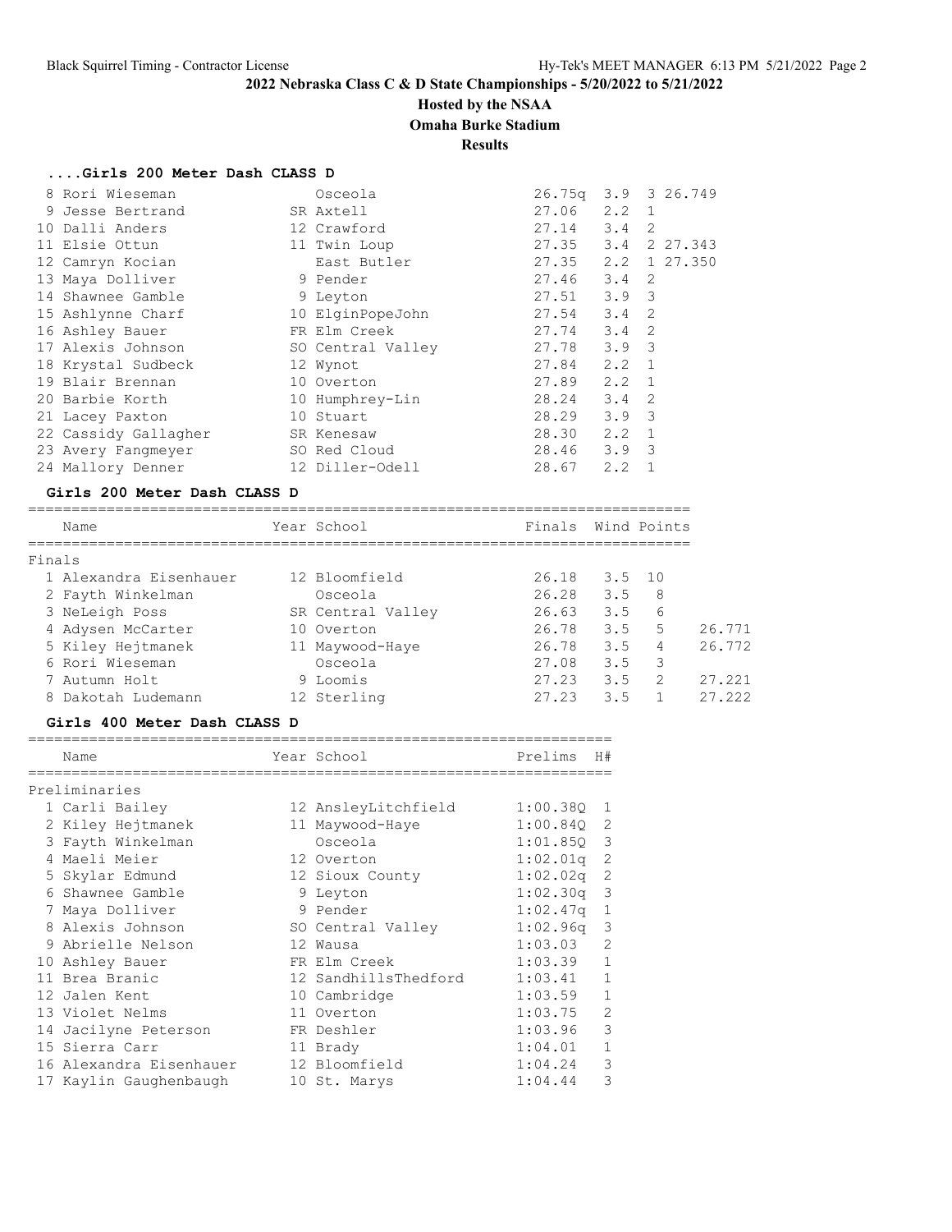2022 Nebraska Class C & D State Championships - 5/20/2022 to 5/21/2022

Hosted by the NSAA

Omaha Burke Stadium

Results

### ....Girls 200 Meter Dash CLASS D

| Place | Name | Year | School | Prelims | Wind | H# | |
|---|---|---|---|---|---|---|---|
| 8 | Rori Wieseman | | Osceola | 26.75q | 3.9 | 3 | 26.749 |
| 9 | Jesse Bertrand | SR | Axtell | 27.06 | 2.2 | 1 | |
| 10 | Dalli Anders | 12 | Crawford | 27.14 | 3.4 | 2 | |
| 11 | Elsie Ottun | 11 | Twin Loup | 27.35 | 3.4 | 2 | 27.343 |
| 12 | Camryn Kocian | | East Butler | 27.35 | 2.2 | 1 | 27.350 |
| 13 | Maya Dolliver | 9 | Pender | 27.46 | 3.4 | 2 | |
| 14 | Shawnee Gamble | 9 | Leyton | 27.51 | 3.9 | 3 | |
| 15 | Ashlynne Charf | 10 | ElginPopeJohn | 27.54 | 3.4 | 2 | |
| 16 | Ashley Bauer | FR | Elm Creek | 27.74 | 3.4 | 2 | |
| 17 | Alexis Johnson | SO | Central Valley | 27.78 | 3.9 | 3 | |
| 18 | Krystal Sudbeck | 12 | Wynot | 27.84 | 2.2 | 1 | |
| 19 | Blair Brennan | 10 | Overton | 27.89 | 2.2 | 1 | |
| 20 | Barbie Korth | 10 | Humphrey-Lin | 28.24 | 3.4 | 2 | |
| 21 | Lacey Paxton | 10 | Stuart | 28.29 | 3.9 | 3 | |
| 22 | Cassidy Gallagher | SR | Kenesaw | 28.30 | 2.2 | 1 | |
| 23 | Avery Fangmeyer | SO | Red Cloud | 28.46 | 3.9 | 3 | |
| 24 | Mallory Denner | 12 | Diller-Odell | 28.67 | 2.2 | 1 | |

### Girls 200 Meter Dash CLASS D

Finals

| Place | Name | Year | School | Finals | Wind | Points | |
|---|---|---|---|---|---|---|---|
| 1 | Alexandra Eisenhauer | 12 | Bloomfield | 26.18 | 3.5 | 10 | |
| 2 | Fayth Winkelman | | Osceola | 26.28 | 3.5 | 8 | |
| 3 | NeLeigh Poss | SR | Central Valley | 26.63 | 3.5 | 6 | |
| 4 | Adysen McCarter | 10 | Overton | 26.78 | 3.5 | 5 | 26.771 |
| 5 | Kiley Hejtmanek | 11 | Maywood-Haye | 26.78 | 3.5 | 4 | 26.772 |
| 6 | Rori Wieseman | | Osceola | 27.08 | 3.5 | 3 | |
| 7 | Autumn Holt | 9 | Loomis | 27.23 | 3.5 | 2 | 27.221 |
| 8 | Dakotah Ludemann | 12 | Sterling | 27.23 | 3.5 | 1 | 27.222 |

### Girls 400 Meter Dash CLASS D

Preliminaries

| Place | Name | Year | School | Prelims | H# |
|---|---|---|---|---|---|
| 1 | Carli Bailey | 12 | AnsleyLitchfield | 1:00.38Q | 1 |
| 2 | Kiley Hejtmanek | 11 | Maywood-Haye | 1:00.84Q | 2 |
| 3 | Fayth Winkelman | | Osceola | 1:01.85Q | 3 |
| 4 | Maeli Meier | 12 | Overton | 1:02.01q | 2 |
| 5 | Skylar Edmund | 12 | Sioux County | 1:02.02q | 2 |
| 6 | Shawnee Gamble | 9 | Leyton | 1:02.30q | 3 |
| 7 | Maya Dolliver | 9 | Pender | 1:02.47q | 1 |
| 8 | Alexis Johnson | SO | Central Valley | 1:02.96q | 3 |
| 9 | Abrielle Nelson | 12 | Wausa | 1:03.03 | 2 |
| 10 | Ashley Bauer | FR | Elm Creek | 1:03.39 | 1 |
| 11 | Brea Branic | 12 | SandhillsThedford | 1:03.41 | 1 |
| 12 | Jalen Kent | 10 | Cambridge | 1:03.59 | 1 |
| 13 | Violet Nelms | 11 | Overton | 1:03.75 | 2 |
| 14 | Jacilyne Peterson | FR | Deshler | 1:03.96 | 3 |
| 15 | Sierra Carr | 11 | Brady | 1:04.01 | 1 |
| 16 | Alexandra Eisenhauer | 12 | Bloomfield | 1:04.24 | 3 |
| 17 | Kaylin Gaughenbaugh | 10 | St. Marys | 1:04.44 | 3 |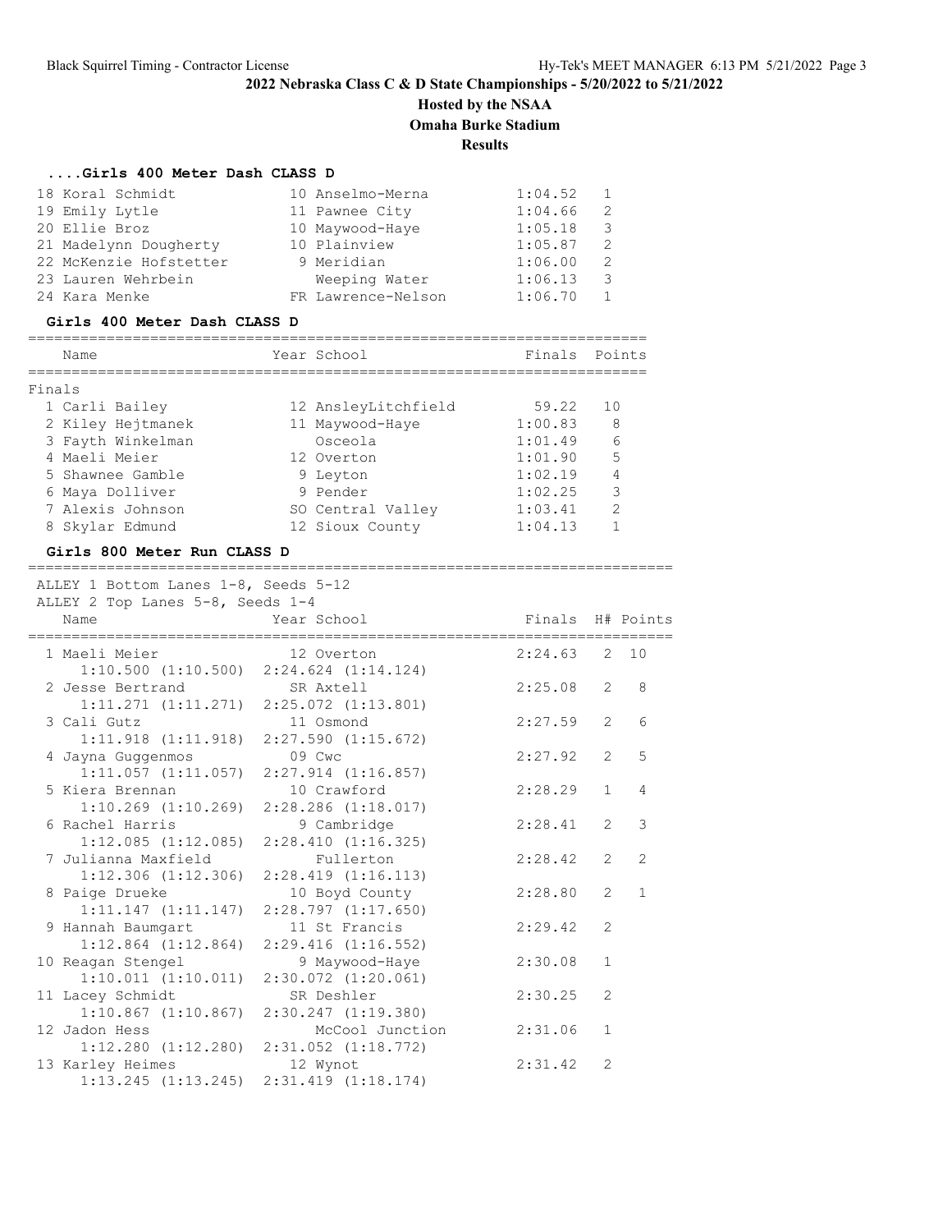**2022 Nebraska Class C & D State Championships - 5/20/2022 to 5/21/2022**

**Hosted by the NSAA**

**Omaha Burke Stadium**

**Results**

### ....Girls 400 Meter Dash CLASS D

| Place | Name | Year | School | Finals | H# |
|---|---|---|---|---|---|
| 18 | Koral Schmidt | 10 | Anselmo-Merna | 1:04.52 | 1 |
| 19 | Emily Lytle | 11 | Pawnee City | 1:04.66 | 2 |
| 20 | Ellie Broz | 10 | Maywood-Haye | 1:05.18 | 3 |
| 21 | Madelynn Dougherty | 10 | Plainview | 1:05.87 | 2 |
| 22 | McKenzie Hofstetter | 9 | Meridian | 1:06.00 | 2 |
| 23 | Lauren Wehrbein | | Weeping Water | 1:06.13 | 3 |
| 24 | Kara Menke | FR | Lawrence-Nelson | 1:06.70 | 1 |

### Girls 400 Meter Dash CLASS D

Finals

| Place | Name | Year | School | Finals | Points |
|---|---|---|---|---|---|
| 1 | Carli Bailey | 12 | AnsleyLitchfield | 59.22 | 10 |
| 2 | Kiley Hejtmanek | 11 | Maywood-Haye | 1:00.83 | 8 |
| 3 | Fayth Winkelman | | Osceola | 1:01.49 | 6 |
| 4 | Maeli Meier | 12 | Overton | 1:01.90 | 5 |
| 5 | Shawnee Gamble | 9 | Leyton | 1:02.19 | 4 |
| 6 | Maya Dolliver | 9 | Pender | 1:02.25 | 3 |
| 7 | Alexis Johnson | SO | Central Valley | 1:03.41 | 2 |
| 8 | Skylar Edmund | 12 | Sioux County | 1:04.13 | 1 |

### Girls 800 Meter Run CLASS D

ALLEY 1 Bottom Lanes 1-8, Seeds 5-12
ALLEY 2 Top Lanes 5-8, Seeds 1-4

| Place | Name | Year | School | Finals | H# | Points | Splits |
|---|---|---|---|---|---|---|---|
| 1 | Maeli Meier | 12 | Overton | 2:24.63 | 2 | 10 | 1:10.500 (1:10.500) 2:24.624 (1:14.124) |
| 2 | Jesse Bertrand | SR | Axtell | 2:25.08 | 2 | 8 | 1:11.271 (1:11.271) 2:25.072 (1:13.801) |
| 3 | Cali Gutz | 11 | Osmond | 2:27.59 | 2 | 6 | 1:11.918 (1:11.918) 2:27.590 (1:15.672) |
| 4 | Jayna Guggenmos | 09 | Cwc | 2:27.92 | 2 | 5 | 1:11.057 (1:11.057) 2:27.914 (1:16.857) |
| 5 | Kiera Brennan | 10 | Crawford | 2:28.29 | 1 | 4 | 1:10.269 (1:10.269) 2:28.286 (1:18.017) |
| 6 | Rachel Harris | 9 | Cambridge | 2:28.41 | 2 | 3 | 1:12.085 (1:12.085) 2:28.410 (1:16.325) |
| 7 | Julianna Maxfield | | Fullerton | 2:28.42 | 2 | 2 | 1:12.306 (1:12.306) 2:28.419 (1:16.113) |
| 8 | Paige Drueke | 10 | Boyd County | 2:28.80 | 2 | 1 | 1:11.147 (1:11.147) 2:28.797 (1:17.650) |
| 9 | Hannah Baumgart | 11 | St Francis | 2:29.42 | 2 | | 1:12.864 (1:12.864) 2:29.416 (1:16.552) |
| 10 | Reagan Stengel | 9 | Maywood-Haye | 2:30.08 | 1 | | 1:10.011 (1:10.011) 2:30.072 (1:20.061) |
| 11 | Lacey Schmidt | SR | Deshler | 2:30.25 | 2 | | 1:10.867 (1:10.867) 2:30.247 (1:19.380) |
| 12 | Jadon Hess | | McCool Junction | 2:31.06 | 1 | | 1:12.280 (1:12.280) 2:31.052 (1:18.772) |
| 13 | Karley Heimes | 12 | Wynot | 2:31.42 | 2 | | 1:13.245 (1:13.245) 2:31.419 (1:18.174) |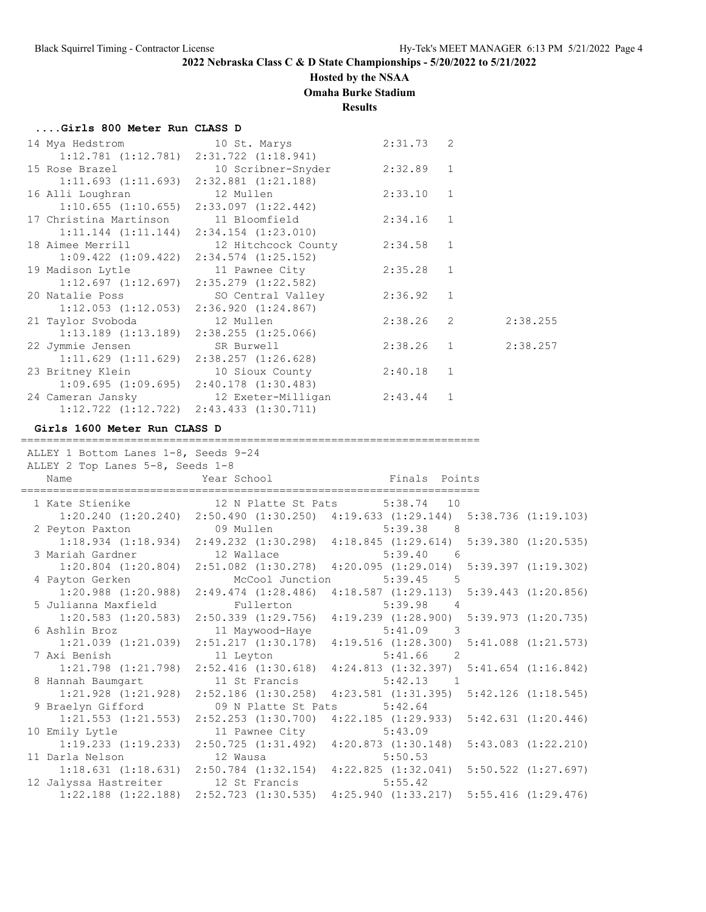2022 Nebraska Class C & D State Championships - 5/20/2022 to 5/21/2022

Hosted by the NSAA

Omaha Burke Stadium

Results

### ....Girls 800 Meter Run CLASS D

| Place | Name | Year | School | Finals | Heat | Tiebreak |
|---|---|---|---|---|---|---|
| 14 | Mya Hedstrom | 10 | St. Marys | 2:31.73 | 2 | |
| | 1:12.781 (1:12.781) 2:31.722 (1:18.941) | | | | | |
| 15 | Rose Brazel | 10 | Scribner-Snyder | 2:32.89 | 1 | |
| | 1:11.693 (1:11.693) 2:32.881 (1:21.188) | | | | | |
| 16 | Alli Loughran | 12 | Mullen | 2:33.10 | 1 | |
| | 1:10.655 (1:10.655) 2:33.097 (1:22.442) | | | | | |
| 17 | Christina Martinson | 11 | Bloomfield | 2:34.16 | 1 | |
| | 1:11.144 (1:11.144) 2:34.154 (1:23.010) | | | | | |
| 18 | Aimee Merrill | 12 | Hitchcock County | 2:34.58 | 1 | |
| | 1:09.422 (1:09.422) 2:34.574 (1:25.152) | | | | | |
| 19 | Madison Lytle | 11 | Pawnee City | 2:35.28 | 1 | |
| | 1:12.697 (1:12.697) 2:35.279 (1:22.582) | | | | | |
| 20 | Natalie Poss | SO | Central Valley | 2:36.92 | 1 | |
| | 1:12.053 (1:12.053) 2:36.920 (1:24.867) | | | | | |
| 21 | Taylor Svoboda | 12 | Mullen | 2:38.26 | 2 | 2:38.255 |
| | 1:13.189 (1:13.189) 2:38.255 (1:25.066) | | | | | |
| 22 | Jymmie Jensen | SR | Burwell | 2:38.26 | 1 | 2:38.257 |
| | 1:11.629 (1:11.629) 2:38.257 (1:26.628) | | | | | |
| 23 | Britney Klein | 10 | Sioux County | 2:40.18 | 1 | |
| | 1:09.695 (1:09.695) 2:40.178 (1:30.483) | | | | | |
| 24 | Cameran Jansky | 12 | Exeter-Milligan | 2:43.44 | 1 | |
| | 1:12.722 (1:12.722) 2:43.433 (1:30.711) | | | | | |

### Girls 1600 Meter Run CLASS D

ALLEY 1 Bottom Lanes 1-8, Seeds 9-24
ALLEY 2 Top Lanes 5-8, Seeds 1-8

| Place | Name | Year | School | Finals | Points |
|---|---|---|---|---|---|
| 1 | Kate Stienike | 12 | N Platte St Pats | 5:38.74 | 10 |
| | 1:20.240 (1:20.240) 2:50.490 (1:30.250) 4:19.633 (1:29.144) 5:38.736 (1:19.103) | | | | |
| 2 | Peyton Paxton | 09 | Mullen | 5:39.38 | 8 |
| | 1:18.934 (1:18.934) 2:49.232 (1:30.298) 4:18.845 (1:29.614) 5:39.380 (1:20.535) | | | | |
| 3 | Mariah Gardner | 12 | Wallace | 5:39.40 | 6 |
| | 1:20.804 (1:20.804) 2:51.082 (1:30.278) 4:20.095 (1:29.014) 5:39.397 (1:19.302) | | | | |
| 4 | Payton Gerken | | McCool Junction | 5:39.45 | 5 |
| | 1:20.988 (1:20.988) 2:49.474 (1:28.486) 4:18.587 (1:29.113) 5:39.443 (1:20.856) | | | | |
| 5 | Julianna Maxfield | | Fullerton | 5:39.98 | 4 |
| | 1:20.583 (1:20.583) 2:50.339 (1:29.756) 4:19.239 (1:28.900) 5:39.973 (1:20.735) | | | | |
| 6 | Ashlin Broz | 11 | Maywood-Haye | 5:41.09 | 3 |
| | 1:21.039 (1:21.039) 2:51.217 (1:30.178) 4:19.516 (1:28.300) 5:41.088 (1:21.573) | | | | |
| 7 | Axi Benish | 11 | Leyton | 5:41.66 | 2 |
| | 1:21.798 (1:21.798) 2:52.416 (1:30.618) 4:24.813 (1:32.397) 5:41.654 (1:16.842) | | | | |
| 8 | Hannah Baumgart | 11 | St Francis | 5:42.13 | 1 |
| | 1:21.928 (1:21.928) 2:52.186 (1:30.258) 4:23.581 (1:31.395) 5:42.126 (1:18.545) | | | | |
| 9 | Braelyn Gifford | 09 | N Platte St Pats | 5:42.64 | |
| | 1:21.553 (1:21.553) 2:52.253 (1:30.700) 4:22.185 (1:29.933) 5:42.631 (1:20.446) | | | | |
| 10 | Emily Lytle | 11 | Pawnee City | 5:43.09 | |
| | 1:19.233 (1:19.233) 2:50.725 (1:31.492) 4:20.873 (1:30.148) 5:43.083 (1:22.210) | | | | |
| 11 | Darla Nelson | 12 | Wausa | 5:50.53 | |
| | 1:18.631 (1:18.631) 2:50.784 (1:32.154) 4:22.825 (1:32.041) 5:50.522 (1:27.697) | | | | |
| 12 | Jalyssa Hastreiter | 12 | St Francis | 5:55.42 | |
| | 1:22.188 (1:22.188) 2:52.723 (1:30.535) 4:25.940 (1:33.217) 5:55.416 (1:29.476) | | | | |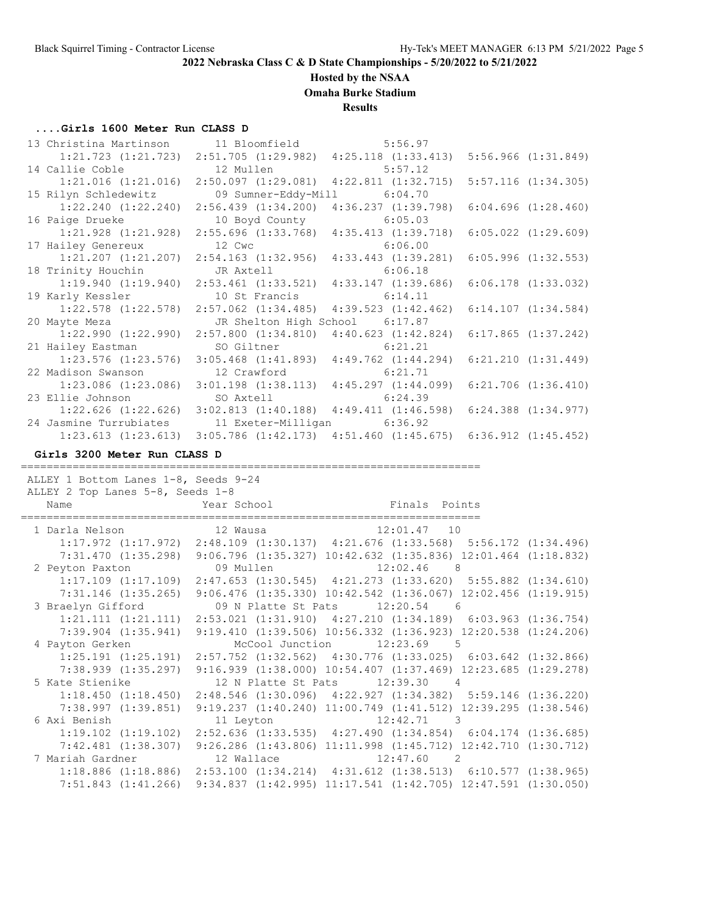## 2022 Nebraska Class C & D State Championships - 5/20/2022 to 5/21/2022

### Hosted by the NSAA

### Omaha Burke Stadium

### Results

#### ....Girls 1600 Meter Run CLASS D

```
 13 Christina Martinson     11 Bloomfield              5:56.97
     1:21.723 (1:21.723)  2:51.705 (1:29.982)  4:25.118 (1:33.413)  5:56.966 (1:31.849)
 14 Callie Coble            12 Mullen                  5:57.12
     1:21.016 (1:21.016)  2:50.097 (1:29.081)  4:22.811 (1:32.715)  5:57.116 (1:34.305)
 15 Rilyn Schledewitz       09 Sumner-Eddy-Mill        6:04.70
     1:22.240 (1:22.240)  2:56.439 (1:34.200)  4:36.237 (1:39.798)  6:04.696 (1:28.460)
 16 Paige Drueke            10 Boyd County             6:05.03
     1:21.928 (1:21.928)  2:55.696 (1:33.768)  4:35.413 (1:39.718)  6:05.022 (1:29.609)
 17 Hailey Genereux         12 Cwc                     6:06.00
     1:21.207 (1:21.207)  2:54.163 (1:32.956)  4:33.443 (1:39.281)  6:05.996 (1:32.553)
 18 Trinity Houchin         JR Axtell                  6:06.18
     1:19.940 (1:19.940)  2:53.461 (1:33.521)  4:33.147 (1:39.686)  6:06.178 (1:33.032)
 19 Karly Kessler           10 St Francis              6:14.11
     1:22.578 (1:22.578)  2:57.062 (1:34.485)  4:39.523 (1:42.462)  6:14.107 (1:34.584)
 20 Mayte Meza              JR Shelton High School     6:17.87
     1:22.990 (1:22.990)  2:57.800 (1:34.810)  4:40.623 (1:42.824)  6:17.865 (1:37.242)
 21 Hailey Eastman          SO Giltner                 6:21.21
     1:23.576 (1:23.576)  3:05.468 (1:41.893)  4:49.762 (1:44.294)  6:21.210 (1:31.449)
 22 Madison Swanson         12 Crawford                6:21.71
     1:23.086 (1:23.086)  3:01.198 (1:38.113)  4:45.297 (1:44.099)  6:21.706 (1:36.410)
 23 Ellie Johnson           SO Axtell                  6:24.39
     1:22.626 (1:22.626)  3:02.813 (1:40.188)  4:49.411 (1:46.598)  6:24.388 (1:34.977)
 24 Jasmine Turrubiates     11 Exeter-Milligan         6:36.92
     1:23.613 (1:23.613)  3:05.786 (1:42.173)  4:51.460 (1:45.675)  6:36.912 (1:45.452)
```

#### Girls 3200 Meter Run CLASS D

```
=======================================================================
 ALLEY 1 Bottom Lanes 1-8, Seeds 9-24
 ALLEY 2 Top Lanes 5-8, Seeds 1-8
   Name                    Year School                 Finals  Points
=======================================================================
  1 Darla Nelson            12 Wausa                  12:01.47   10
     1:17.972 (1:17.972)  2:48.109 (1:30.137)  4:21.676 (1:33.568)  5:56.172 (1:34.496)
     7:31.470 (1:35.298)  9:06.796 (1:35.327) 10:42.632 (1:35.836) 12:01.464 (1:18.832)
  2 Peyton Paxton           09 Mullen                 12:02.46    8
     1:17.109 (1:17.109)  2:47.653 (1:30.545)  4:21.273 (1:33.620)  5:55.882 (1:34.610)
     7:31.146 (1:35.265)  9:06.476 (1:35.330) 10:42.542 (1:36.067) 12:02.456 (1:19.915)
  3 Braelyn Gifford         09 N Platte St Pats       12:20.54    6
     1:21.111 (1:21.111)  2:53.021 (1:31.910)  4:27.210 (1:34.189)  6:03.963 (1:36.754)
     7:39.904 (1:35.941)  9:19.410 (1:39.506) 10:56.332 (1:36.923) 12:20.538 (1:24.206)
  4 Payton Gerken              McCool Junction        12:23.69    5
     1:25.191 (1:25.191)  2:57.752 (1:32.562)  4:30.776 (1:33.025)  6:03.642 (1:32.866)
     7:38.939 (1:35.297)  9:16.939 (1:38.000) 10:54.407 (1:37.469) 12:23.685 (1:29.278)
  5 Kate Stienike           12 N Platte St Pats       12:39.30    4
     1:18.450 (1:18.450)  2:48.546 (1:30.096)  4:22.927 (1:34.382)  5:59.146 (1:36.220)
     7:38.997 (1:39.851)  9:19.237 (1:40.240) 11:00.749 (1:41.512) 12:39.295 (1:38.546)
  6 Axi Benish              11 Leyton                 12:42.71    3
     1:19.102 (1:19.102)  2:52.636 (1:33.535)  4:27.490 (1:34.854)  6:04.174 (1:36.685)
     7:42.481 (1:38.307)  9:26.286 (1:43.806) 11:11.998 (1:45.712) 12:42.710 (1:30.712)
  7 Mariah Gardner          12 Wallace                12:47.60    2
     1:18.886 (1:18.886)  2:53.100 (1:34.214)  4:31.612 (1:38.513)  6:10.577 (1:38.965)
     7:51.843 (1:41.266)  9:34.837 (1:42.995) 11:17.541 (1:42.705) 12:47.591 (1:30.050)
```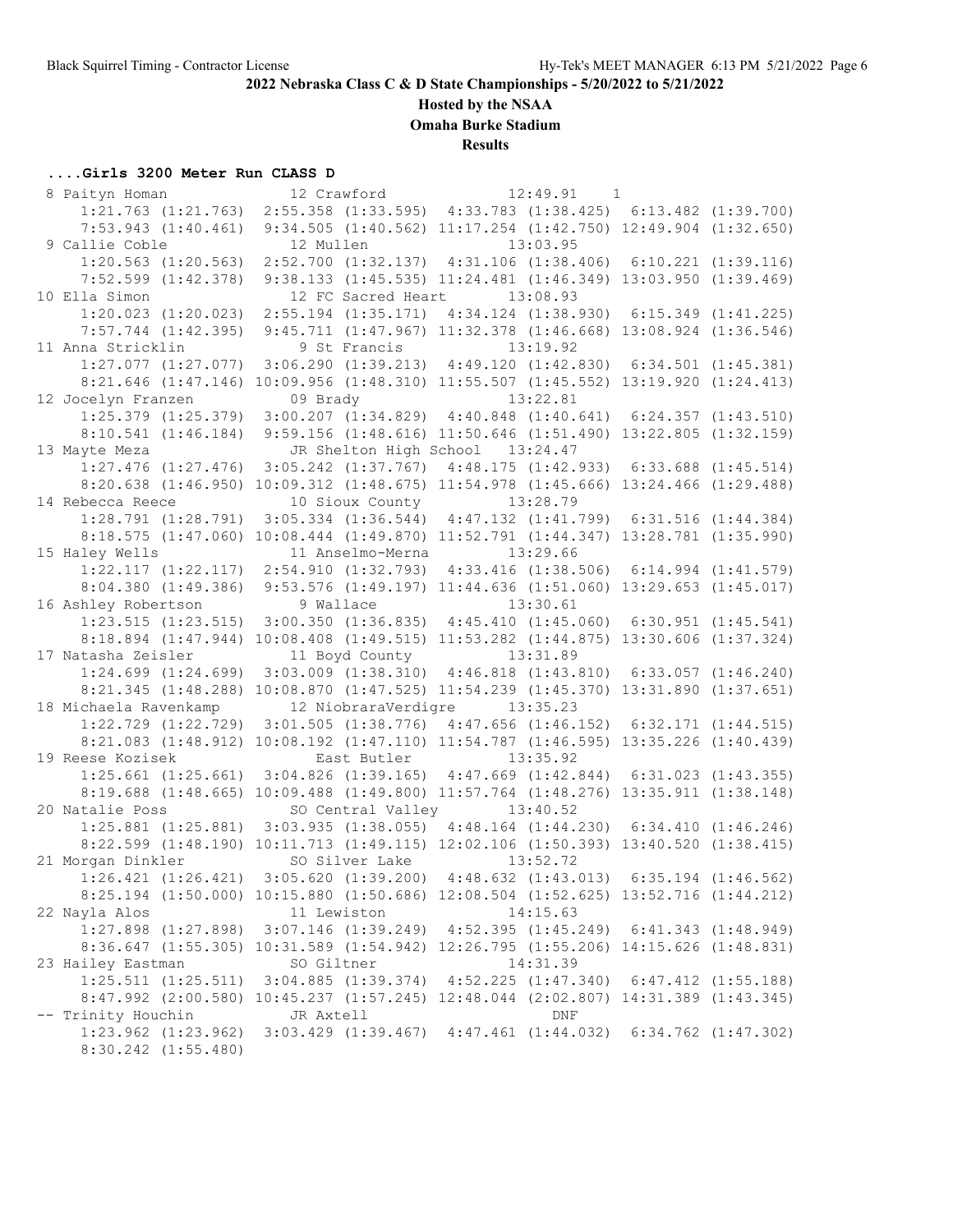## 2022 Nebraska Class C & D State Championships - 5/20/2022 to 5/21/2022

**Hosted by the NSAA**

**Omaha Burke Stadium**

**Results**

### ....Girls 3200 Meter Run CLASS D

```
  8 Paityn Homan            12 Crawford             12:49.91    1  
      1:21.763 (1:21.763)  2:55.358 (1:33.595)  4:33.783 (1:38.425)  6:13.482 (1:39.700)
      7:53.943 (1:40.461)  9:34.505 (1:40.562) 11:17.254 (1:42.750) 12:49.904 (1:32.650)
  9 Callie Coble            12 Mullen               13:03.95  
      1:20.563 (1:20.563)  2:52.700 (1:32.137)  4:31.106 (1:38.406)  6:10.221 (1:39.116)
      7:52.599 (1:42.378)  9:38.133 (1:45.535) 11:24.481 (1:46.349) 13:03.950 (1:39.469)
 10 Ella Simon              12 FC Sacred Heart      13:08.93  
      1:20.023 (1:20.023)  2:55.194 (1:35.171)  4:34.124 (1:38.930)  6:15.349 (1:41.225)
      7:57.744 (1:42.395)  9:45.711 (1:47.967) 11:32.378 (1:46.668) 13:08.924 (1:36.546)
 11 Anna Stricklin           9 St Francis           13:19.92  
      1:27.077 (1:27.077)  3:06.290 (1:39.213)  4:49.120 (1:42.830)  6:34.501 (1:45.381)
      8:21.646 (1:47.146) 10:09.956 (1:48.310) 11:55.507 (1:45.552) 13:19.920 (1:24.413)
 12 Jocelyn Franzen         09 Brady                13:22.81  
      1:25.379 (1:25.379)  3:00.207 (1:34.829)  4:40.848 (1:40.641)  6:24.357 (1:43.510)
      8:10.541 (1:46.184)  9:59.156 (1:48.616) 11:50.646 (1:51.490) 13:22.805 (1:32.159)
 13 Mayte Meza              JR Shelton High School  13:24.47  
      1:27.476 (1:27.476)  3:05.242 (1:37.767)  4:48.175 (1:42.933)  6:33.688 (1:45.514)
      8:20.638 (1:46.950) 10:09.312 (1:48.675) 11:54.978 (1:45.666) 13:24.466 (1:29.488)
 14 Rebecca Reece           10 Sioux County         13:28.79  
      1:28.791 (1:28.791)  3:05.334 (1:36.544)  4:47.132 (1:41.799)  6:31.516 (1:44.384)
      8:18.575 (1:47.060) 10:08.444 (1:49.870) 11:52.791 (1:44.347) 13:28.781 (1:35.990)
 15 Haley Wells             11 Anselmo-Merna        13:29.66  
      1:22.117 (1:22.117)  2:54.910 (1:32.793)  4:33.416 (1:38.506)  6:14.994 (1:41.579)
      8:04.380 (1:49.386)  9:53.576 (1:49.197) 11:44.636 (1:51.060) 13:29.653 (1:45.017)
 16 Ashley Robertson         9 Wallace              13:30.61  
      1:23.515 (1:23.515)  3:00.350 (1:36.835)  4:45.410 (1:45.060)  6:30.951 (1:45.541)
      8:18.894 (1:47.944) 10:08.408 (1:49.515) 11:53.282 (1:44.875) 13:30.606 (1:37.324)
 17 Natasha Zeisler         11 Boyd County          13:31.89  
      1:24.699 (1:24.699)  3:03.009 (1:38.310)  4:46.818 (1:43.810)  6:33.057 (1:46.240)
      8:21.345 (1:48.288) 10:08.870 (1:47.525) 11:54.239 (1:45.370) 13:31.890 (1:37.651)
 18 Michaela Ravenkamp      12 NiobraraVerdigre     13:35.23  
      1:22.729 (1:22.729)  3:01.505 (1:38.776)  4:47.656 (1:46.152)  6:32.171 (1:44.515)
      8:21.083 (1:48.912) 10:08.192 (1:47.110) 11:54.787 (1:46.595) 13:35.226 (1:40.439)
 19 Reese Kozisek              East Butler          13:35.92  
      1:25.661 (1:25.661)  3:04.826 (1:39.165)  4:47.669 (1:42.844)  6:31.023 (1:43.355)
      8:19.688 (1:48.665) 10:09.488 (1:49.800) 11:57.764 (1:48.276) 13:35.911 (1:38.148)
 20 Natalie Poss            SO Central Valley       13:40.52  
      1:25.881 (1:25.881)  3:03.935 (1:38.055)  4:48.164 (1:44.230)  6:34.410 (1:46.246)
      8:22.599 (1:48.190) 10:11.713 (1:49.115) 12:02.106 (1:50.393) 13:40.520 (1:38.415)
 21 Morgan Dinkler          SO Silver Lake          13:52.72  
      1:26.421 (1:26.421)  3:05.620 (1:39.200)  4:48.632 (1:43.013)  6:35.194 (1:46.562)
      8:25.194 (1:50.000) 10:15.880 (1:50.686) 12:08.504 (1:52.625) 13:52.716 (1:44.212)
 22 Nayla Alos              11 Lewiston             14:15.63  
      1:27.898 (1:27.898)  3:07.146 (1:39.249)  4:52.395 (1:45.249)  6:41.343 (1:48.949)
      8:36.647 (1:55.305) 10:31.589 (1:54.942) 12:26.795 (1:55.206) 14:15.626 (1:48.831)
 23 Hailey Eastman          SO Giltner              14:31.39  
      1:25.511 (1:25.511)  3:04.885 (1:39.374)  4:52.225 (1:47.340)  6:47.412 (1:55.188)
      8:47.992 (2:00.580) 10:45.237 (1:57.245) 12:48.044 (2:02.807) 14:31.389 (1:43.345)
 -- Trinity Houchin         JR Axtell                   DNF  
      1:23.962 (1:23.962)  3:03.429 (1:39.467)  4:47.461 (1:44.032)  6:34.762 (1:47.302)
      8:30.242 (1:55.480)
```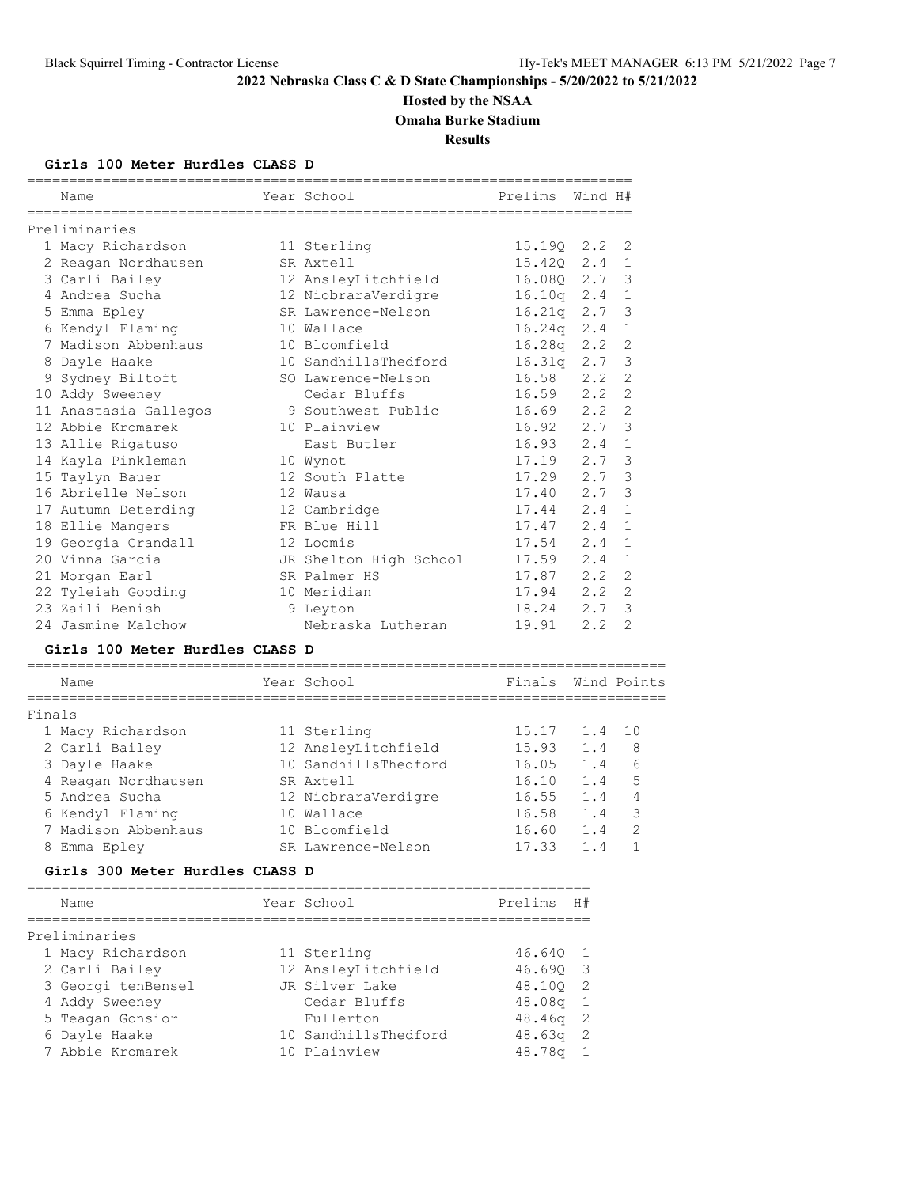## 2022 Nebraska Class C & D State Championships - 5/20/2022 to 5/21/2022

**Hosted by the NSAA**

**Omaha Burke Stadium**

**Results**

### Girls 100 Meter Hurdles CLASS D

**Preliminaries**

| | Name | Year | School | Prelims | Wind | H# |
|---|---|---|---|---|---|---|
| 1 | Macy Richardson | 11 | Sterling | 15.19Q | 2.2 | 2 |
| 2 | Reagan Nordhausen | SR | Axtell | 15.42Q | 2.4 | 1 |
| 3 | Carli Bailey | 12 | AnsleyLitchfield | 16.08Q | 2.7 | 3 |
| 4 | Andrea Sucha | 12 | NiobraraVerdigre | 16.10q | 2.4 | 1 |
| 5 | Emma Epley | SR | Lawrence-Nelson | 16.21q | 2.7 | 3 |
| 6 | Kendyl Flaming | 10 | Wallace | 16.24q | 2.4 | 1 |
| 7 | Madison Abbenhaus | 10 | Bloomfield | 16.28q | 2.2 | 2 |
| 8 | Dayle Haake | 10 | SandhillsThedford | 16.31q | 2.7 | 3 |
| 9 | Sydney Biltoft | SO | Lawrence-Nelson | 16.58 | 2.2 | 2 |
| 10 | Addy Sweeney | | Cedar Bluffs | 16.59 | 2.2 | 2 |
| 11 | Anastasia Gallegos | 9 | Southwest Public | 16.69 | 2.2 | 2 |
| 12 | Abbie Kromarek | 10 | Plainview | 16.92 | 2.7 | 3 |
| 13 | Allie Rigatuso | | East Butler | 16.93 | 2.4 | 1 |
| 14 | Kayla Pinkleman | 10 | Wynot | 17.19 | 2.7 | 3 |
| 15 | Taylyn Bauer | 12 | South Platte | 17.29 | 2.7 | 3 |
| 16 | Abrielle Nelson | 12 | Wausa | 17.40 | 2.7 | 3 |
| 17 | Autumn Deterding | 12 | Cambridge | 17.44 | 2.4 | 1 |
| 18 | Ellie Mangers | FR | Blue Hill | 17.47 | 2.4 | 1 |
| 19 | Georgia Crandall | 12 | Loomis | 17.54 | 2.4 | 1 |
| 20 | Vinna Garcia | JR | Shelton High School | 17.59 | 2.4 | 1 |
| 21 | Morgan Earl | SR | Palmer HS | 17.87 | 2.2 | 2 |
| 22 | Tyleiah Gooding | 10 | Meridian | 17.94 | 2.2 | 2 |
| 23 | Zaili Benish | 9 | Leyton | 18.24 | 2.7 | 3 |
| 24 | Jasmine Malchow | | Nebraska Lutheran | 19.91 | 2.2 | 2 |

### Girls 100 Meter Hurdles CLASS D

**Finals**

| | Name | Year | School | Finals | Wind | Points |
|---|---|---|---|---|---|---|
| 1 | Macy Richardson | 11 | Sterling | 15.17 | 1.4 | 10 |
| 2 | Carli Bailey | 12 | AnsleyLitchfield | 15.93 | 1.4 | 8 |
| 3 | Dayle Haake | 10 | SandhillsThedford | 16.05 | 1.4 | 6 |
| 4 | Reagan Nordhausen | SR | Axtell | 16.10 | 1.4 | 5 |
| 5 | Andrea Sucha | 12 | NiobraraVerdigre | 16.55 | 1.4 | 4 |
| 6 | Kendyl Flaming | 10 | Wallace | 16.58 | 1.4 | 3 |
| 7 | Madison Abbenhaus | 10 | Bloomfield | 16.60 | 1.4 | 2 |
| 8 | Emma Epley | SR | Lawrence-Nelson | 17.33 | 1.4 | 1 |

### Girls 300 Meter Hurdles CLASS D

**Preliminaries**

| | Name | Year | School | Prelims | H# |
|---|---|---|---|---|---|
| 1 | Macy Richardson | 11 | Sterling | 46.64Q | 1 |
| 2 | Carli Bailey | 12 | AnsleyLitchfield | 46.69Q | 3 |
| 3 | Georgi tenBensel | JR | Silver Lake | 48.10Q | 2 |
| 4 | Addy Sweeney | | Cedar Bluffs | 48.08q | 1 |
| 5 | Teagan Gonsior | | Fullerton | 48.46q | 2 |
| 6 | Dayle Haake | 10 | SandhillsThedford | 48.63q | 2 |
| 7 | Abbie Kromarek | 10 | Plainview | 48.78q | 1 |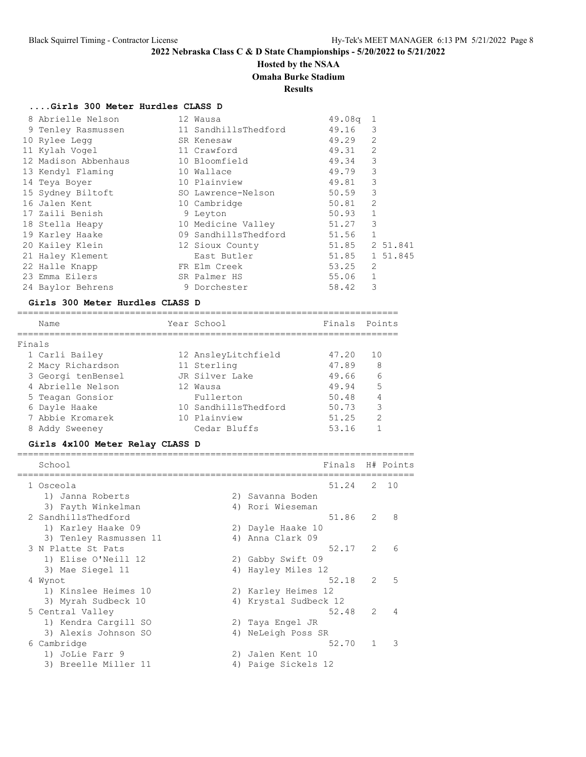## 2022 Nebraska Class C & D State Championships - 5/20/2022 to 5/21/2022

### Hosted by the NSAA

### Omaha Burke Stadium

### Results

#### ....Girls 300 Meter Hurdles CLASS D

| Place | Name | Year | School | Time | H# | Tiebreak |
|---|---|---|---|---|---|---|
| 8 | Abrielle Nelson | 12 | Wausa | 49.08q | 1 | |
| 9 | Tenley Rasmussen | 11 | SandhillsThedford | 49.16 | 3 | |
| 10 | Rylee Legg | SR | Kenesaw | 49.29 | 2 | |
| 11 | Kylah Vogel | 11 | Crawford | 49.31 | 2 | |
| 12 | Madison Abbenhaus | 10 | Bloomfield | 49.34 | 3 | |
| 13 | Kendyl Flaming | 10 | Wallace | 49.79 | 3 | |
| 14 | Teya Boyer | 10 | Plainview | 49.81 | 3 | |
| 15 | Sydney Biltoft | SO | Lawrence-Nelson | 50.59 | 3 | |
| 16 | Jalen Kent | 10 | Cambridge | 50.81 | 2 | |
| 17 | Zaili Benish | 9 | Leyton | 50.93 | 1 | |
| 18 | Stella Heapy | 10 | Medicine Valley | 51.27 | 3 | |
| 19 | Karley Haake | 09 | SandhillsThedford | 51.56 | 1 | |
| 20 | Kailey Klein | 12 | Sioux County | 51.85 | 2 | 51.841 |
| 21 | Haley Klement | | East Butler | 51.85 | 1 | 51.845 |
| 22 | Halle Knapp | FR | Elm Creek | 53.25 | 2 | |
| 23 | Emma Eilers | SR | Palmer HS | 55.06 | 1 | |
| 24 | Baylor Behrens | 9 | Dorchester | 58.42 | 3 | |

#### Girls 300 Meter Hurdles CLASS D

Finals

| Place | Name | Year | School | Finals | Points |
|---|---|---|---|---|---|
| 1 | Carli Bailey | 12 | AnsleyLitchfield | 47.20 | 10 |
| 2 | Macy Richardson | 11 | Sterling | 47.89 | 8 |
| 3 | Georgi tenBensel | JR | Silver Lake | 49.66 | 6 |
| 4 | Abrielle Nelson | 12 | Wausa | 49.94 | 5 |
| 5 | Teagan Gonsior | | Fullerton | 50.48 | 4 |
| 6 | Dayle Haake | 10 | SandhillsThedford | 50.73 | 3 |
| 7 | Abbie Kromarek | 10 | Plainview | 51.25 | 2 |
| 8 | Addy Sweeney | | Cedar Bluffs | 53.16 | 1 |

#### Girls 4x100 Meter Relay CLASS D

| Place | School | Finals | H# | Points |
|---|---|---|---|---|
| 1 | Osceola | 51.24 | 2 | 10 |
| | 1) Janna Roberts, 2) Savanna Boden, 3) Fayth Winkelman, 4) Rori Wieseman | | | |
| 2 | SandhillsThedford | 51.86 | 2 | 8 |
| | 1) Karley Haake 09, 2) Dayle Haake 10, 3) Tenley Rasmussen 11, 4) Anna Clark 09 | | | |
| 3 | N Platte St Pats | 52.17 | 2 | 6 |
| | 1) Elise O'Neill 12, 2) Gabby Swift 09, 3) Mae Siegel 11, 4) Hayley Miles 12 | | | |
| 4 | Wynot | 52.18 | 2 | 5 |
| | 1) Kinslee Heimes 10, 2) Karley Heimes 12, 3) Myrah Sudbeck 10, 4) Krystal Sudbeck 12 | | | |
| 5 | Central Valley | 52.48 | 2 | 4 |
| | 1) Kendra Cargill SO, 2) Taya Engel JR, 3) Alexis Johnson SO, 4) NeLeigh Poss SR | | | |
| 6 | Cambridge | 52.70 | 1 | 3 |
| | 1) JoLie Farr 9, 2) Jalen Kent 10, 3) Breelle Miller 11, 4) Paige Sickels 12 | | | |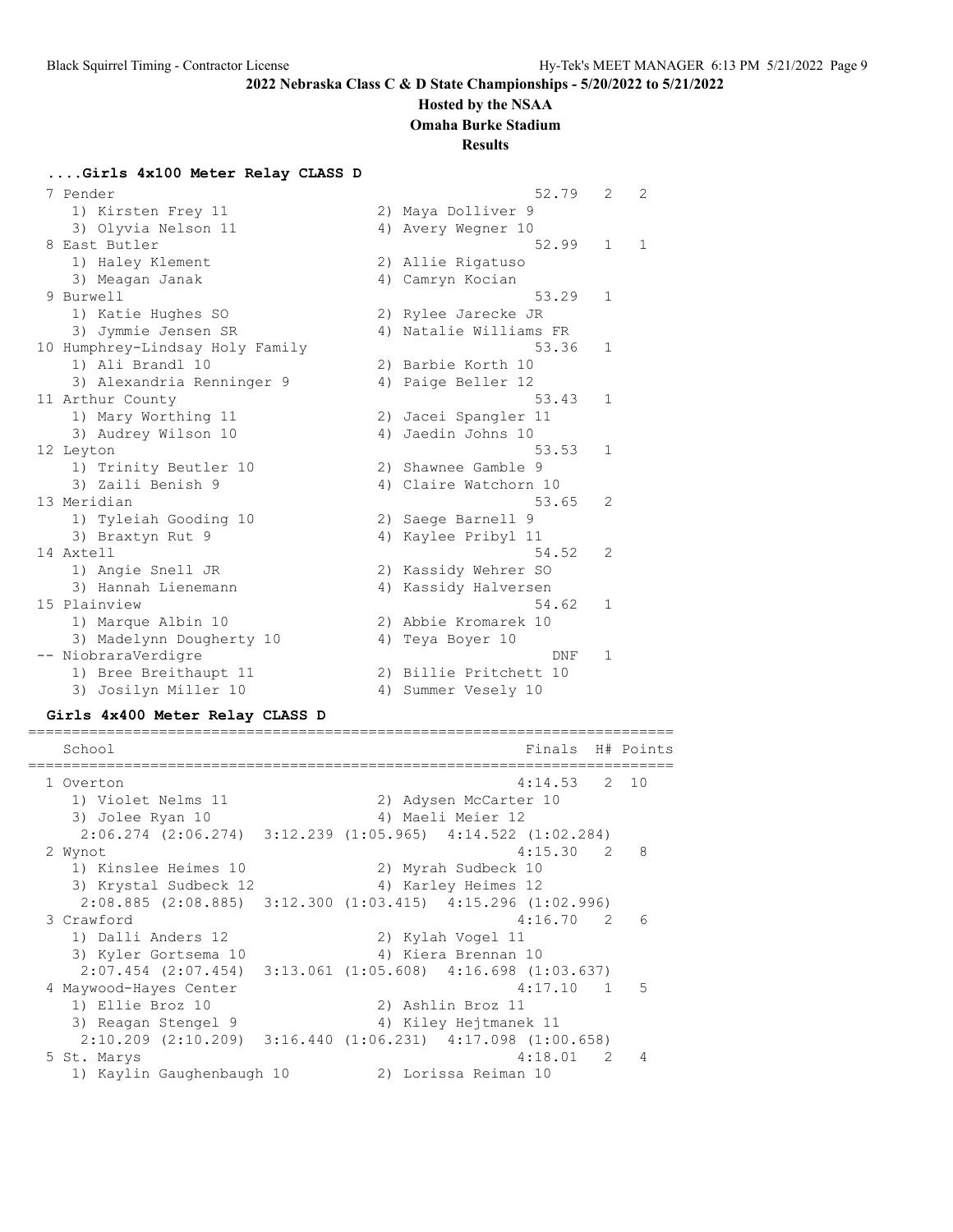## 2022 Nebraska Class C & D State Championships - 5/20/2022 to 5/21/2022

### Hosted by the NSAA
### Omaha Burke Stadium
### Results

#### ....Girls 4x100 Meter Relay CLASS D

| Place | School / Runners | | Finals | H# | Points |
|---|---|---|---|---|---|
| 7 | Pender | | 52.79 | 2 | 2 |
| | 1) Kirsten Frey 11 | 2) Maya Dolliver 9 | | | |
| | 3) Olyvia Nelson 11 | 4) Avery Wegner 10 | | | |
| 8 | East Butler | | 52.99 | 1 | 1 |
| | 1) Haley Klement | 2) Allie Rigatuso | | | |
| | 3) Meagan Janak | 4) Camryn Kocian | | | |
| 9 | Burwell | | 53.29 | 1 | |
| | 1) Katie Hughes SO | 2) Rylee Jarecke JR | | | |
| | 3) Jymmie Jensen SR | 4) Natalie Williams FR | | | |
| 10 | Humphrey-Lindsay Holy Family | | 53.36 | 1 | |
| | 1) Ali Brandl 10 | 2) Barbie Korth 10 | | | |
| | 3) Alexandria Renninger 9 | 4) Paige Beller 12 | | | |
| 11 | Arthur County | | 53.43 | 1 | |
| | 1) Mary Worthing 11 | 2) Jacei Spangler 11 | | | |
| | 3) Audrey Wilson 10 | 4) Jaedin Johns 10 | | | |
| 12 | Leyton | | 53.53 | 1 | |
| | 1) Trinity Beutler 10 | 2) Shawnee Gamble 9 | | | |
| | 3) Zaili Benish 9 | 4) Claire Watchorn 10 | | | |
| 13 | Meridian | | 53.65 | 2 | |
| | 1) Tyleiah Gooding 10 | 2) Saege Barnell 9 | | | |
| | 3) Braxtyn Rut 9 | 4) Kaylee Pribyl 11 | | | |
| 14 | Axtell | | 54.52 | 2 | |
| | 1) Angie Snell JR | 2) Kassidy Wehrer SO | | | |
| | 3) Hannah Lienemann | 4) Kassidy Halversen | | | |
| 15 | Plainview | | 54.62 | 1 | |
| | 1) Marque Albin 10 | 2) Abbie Kromarek 10 | | | |
| | 3) Madelynn Dougherty 10 | 4) Teya Boyer 10 | | | |
| -- | NiobraraVerdigre | | DNF | 1 | |
| | 1) Bree Breithaupt 11 | 2) Billie Pritchett 10 | | | |
| | 3) Josilyn Miller 10 | 4) Summer Vesely 10 | | | |

#### Girls 4x400 Meter Relay CLASS D

| Place | School | | Finals | H# | Points |
|---|---|---|---|---|---|
| 1 | Overton | | 4:14.53 | 2 | 10 |
| | 1) Violet Nelms 11 | 2) Adysen McCarter 10 | | | |
| | 3) Jolee Ryan 10 | 4) Maeli Meier 12 | | | |
| | 2:06.274 (2:06.274) 3:12.239 (1:05.965) 4:14.522 (1:02.284) | | | | |
| 2 | Wynot | | 4:15.30 | 2 | 8 |
| | 1) Kinslee Heimes 10 | 2) Myrah Sudbeck 10 | | | |
| | 3) Krystal Sudbeck 12 | 4) Karley Heimes 12 | | | |
| | 2:08.885 (2:08.885) 3:12.300 (1:03.415) 4:15.296 (1:02.996) | | | | |
| 3 | Crawford | | 4:16.70 | 2 | 6 |
| | 1) Dalli Anders 12 | 2) Kylah Vogel 11 | | | |
| | 3) Kyler Gortsema 10 | 4) Kiera Brennan 10 | | | |
| | 2:07.454 (2:07.454) 3:13.061 (1:05.608) 4:16.698 (1:03.637) | | | | |
| 4 | Maywood-Hayes Center | | 4:17.10 | 1 | 5 |
| | 1) Ellie Broz 10 | 2) Ashlin Broz 11 | | | |
| | 3) Reagan Stengel 9 | 4) Kiley Hejtmanek 11 | | | |
| | 2:10.209 (2:10.209) 3:16.440 (1:06.231) 4:17.098 (1:00.658) | | | | |
| 5 | St. Marys | | 4:18.01 | 2 | 4 |
| | 1) Kaylin Gaughenbaugh 10 | 2) Lorissa Reiman 10 | | | |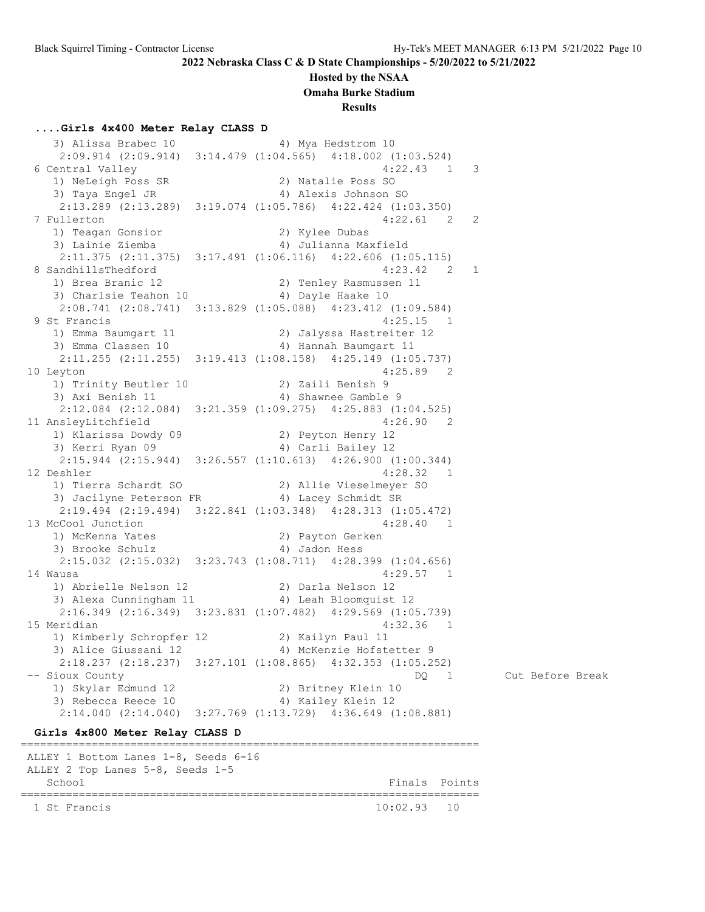2022 Nebraska Class C & D State Championships - 5/20/2022 to 5/21/2022

Hosted by the NSAA

Omaha Burke Stadium

Results

### ....Girls 4x400 Meter Relay CLASS D

```
    3) Alissa Brabec 10              4) Mya Hedstrom 10
     2:09.914 (2:09.914)  3:14.479 (1:04.565)  4:18.002 (1:03.524)
  6 Central Valley                                      4:22.43   1    3
    1) NeLeigh Poss SR               2) Natalie Poss SO
    3) Taya Engel JR                 4) Alexis Johnson SO
     2:13.289 (2:13.289)  3:19.074 (1:05.786)  4:22.424 (1:03.350)
  7 Fullerton                                           4:22.61   2    2
    1) Teagan Gonsior                2) Kylee Dubas
    3) Lainie Ziemba                 4) Julianna Maxfield
     2:11.375 (2:11.375)  3:17.491 (1:06.116)  4:22.606 (1:05.115)
  8 SandhillsThedford                                   4:23.42   2    1
    1) Brea Branic 12                2) Tenley Rasmussen 11
    3) Charlsie Teahon 10            4) Dayle Haake 10
     2:08.741 (2:08.741)  3:13.829 (1:05.088)  4:23.412 (1:09.584)
  9 St Francis                                          4:25.15   1
    1) Emma Baumgart 11              2) Jalyssa Hastreiter 12
    3) Emma Classen 10               4) Hannah Baumgart 11
     2:11.255 (2:11.255)  3:19.413 (1:08.158)  4:25.149 (1:05.737)
 10 Leyton                                              4:25.89   2
    1) Trinity Beutler 10            2) Zaili Benish 9
    3) Axi Benish 11                 4) Shawnee Gamble 9
     2:12.084 (2:12.084)  3:21.359 (1:09.275)  4:25.883 (1:04.525)
 11 AnsleyLitchfield                                    4:26.90   2
    1) Klarissa Dowdy 09             2) Peyton Henry 12
    3) Kerri Ryan 09                 4) Carli Bailey 12
     2:15.944 (2:15.944)  3:26.557 (1:10.613)  4:26.900 (1:00.344)
 12 Deshler                                             4:28.32   1
    1) Tierra Schardt SO             2) Allie Vieselmeyer SO
    3) Jacilyne Peterson FR          4) Lacey Schmidt SR
     2:19.494 (2:19.494)  3:22.841 (1:03.348)  4:28.313 (1:05.472)
 13 McCool Junction                                     4:28.40   1
    1) McKenna Yates                 2) Payton Gerken
    3) Brooke Schulz                 4) Jadon Hess
     2:15.032 (2:15.032)  3:23.743 (1:08.711)  4:28.399 (1:04.656)
 14 Wausa                                               4:29.57   1
    1) Abrielle Nelson 12            2) Darla Nelson 12
    3) Alexa Cunningham 11           4) Leah Bloomquist 12
     2:16.349 (2:16.349)  3:23.831 (1:07.482)  4:29.569 (1:05.739)
 15 Meridian                                            4:32.36   1
    1) Kimberly Schropfer 12         2) Kailyn Paul 11
    3) Alice Giussani 12             4) McKenzie Hofstetter 9
     2:18.237 (2:18.237)  3:27.101 (1:08.865)  4:32.353 (1:05.252)
 -- Sioux County                                             DQ   1        Cut Before Break
    1) Skylar Edmund 12              2) Britney Klein 10
    3) Rebecca Reece 10              4) Kailey Klein 12
     2:14.040 (2:14.040)  3:27.769 (1:13.729)  4:36.649 (1:08.881)
```

### Girls 4x800 Meter Relay CLASS D

```
=======================================================================
 ALLEY 1 Bottom Lanes 1-8, Seeds 6-16
 ALLEY 2 Top Lanes 5-8, Seeds 1-5
    School                                            Finals  Points
=======================================================================
  1 St Francis                                      10:02.93   10
```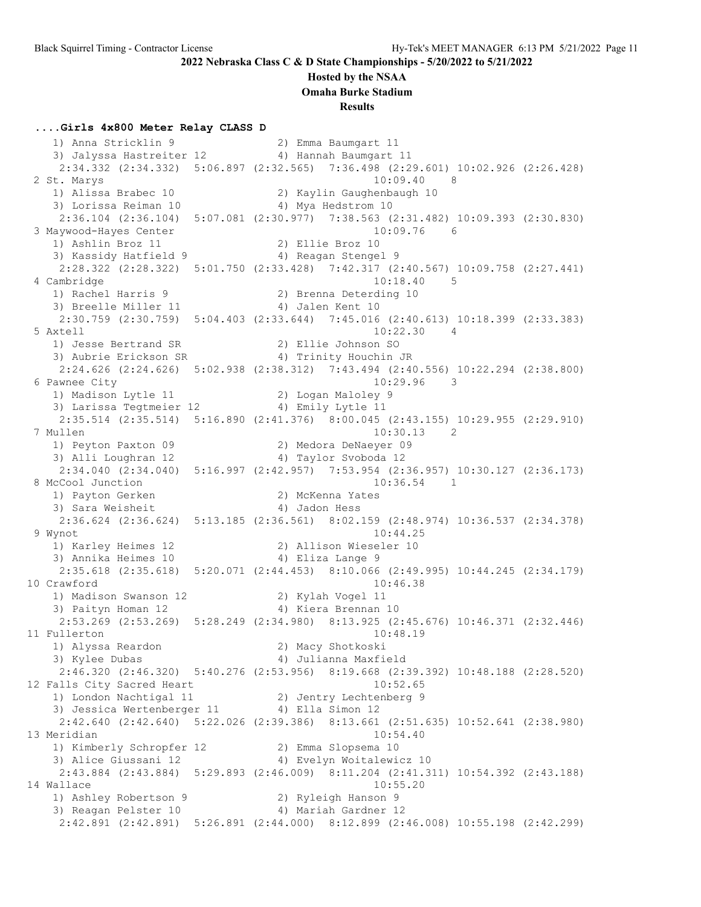# 2022 Nebraska Class C & D State Championships - 5/20/2022 to 5/21/2022

**Hosted by the NSAA**

**Omaha Burke Stadium**

**Results**

### ....Girls 4x800 Meter Relay CLASS D

```
    1) Anna Stricklin 9                2) Emma Baumgart 11
    3) Jalyssa Hastreiter 12           4) Hannah Baumgart 11
     2:34.332 (2:34.332)  5:06.897 (2:32.565)  7:36.498 (2:29.601) 10:02.926 (2:26.428)
  2 St. Marys                                           10:09.40    8
    1) Alissa Brabec 10                2) Kaylin Gaughenbaugh 10
    3) Lorissa Reiman 10               4) Mya Hedstrom 10
     2:36.104 (2:36.104)  5:07.081 (2:30.977)  7:38.563 (2:31.482) 10:09.393 (2:30.830)
  3 Maywood-Hayes Center                                10:09.76    6
    1) Ashlin Broz 11                  2) Ellie Broz 10
    3) Kassidy Hatfield 9              4) Reagan Stengel 9
     2:28.322 (2:28.322)  5:01.750 (2:33.428)  7:42.317 (2:40.567) 10:09.758 (2:27.441)
  4 Cambridge                                           10:18.40    5
    1) Rachel Harris 9                 2) Brenna Deterding 10
    3) Breelle Miller 11               4) Jalen Kent 10
     2:30.759 (2:30.759)  5:04.403 (2:33.644)  7:45.016 (2:40.613) 10:18.399 (2:33.383)
  5 Axtell                                              10:22.30    4
    1) Jesse Bertrand SR               2) Ellie Johnson SO
    3) Aubrie Erickson SR              4) Trinity Houchin JR
     2:24.626 (2:24.626)  5:02.938 (2:38.312)  7:43.494 (2:40.556) 10:22.294 (2:38.800)
  6 Pawnee City                                         10:29.96    3
    1) Madison Lytle 11                2) Logan Maloley 9
    3) Larissa Tegtmeier 12            4) Emily Lytle 11
     2:35.514 (2:35.514)  5:16.890 (2:41.376)  8:00.045 (2:43.155) 10:29.955 (2:29.910)
  7 Mullen                                              10:30.13    2
    1) Peyton Paxton 09                2) Medora DeNaeyer 09
    3) Alli Loughran 12                4) Taylor Svoboda 12
     2:34.040 (2:34.040)  5:16.997 (2:42.957)  7:53.954 (2:36.957) 10:30.127 (2:36.173)
  8 McCool Junction                                     10:36.54    1
    1) Payton Gerken                   2) McKenna Yates
    3) Sara Weisheit                   4) Jadon Hess
     2:36.624 (2:36.624)  5:13.185 (2:36.561)  8:02.159 (2:48.974) 10:36.537 (2:34.378)
  9 Wynot                                               10:44.25
    1) Karley Heimes 12                2) Allison Wieseler 10
    3) Annika Heimes 10                4) Eliza Lange 9
     2:35.618 (2:35.618)  5:20.071 (2:44.453)  8:10.066 (2:49.995) 10:44.245 (2:34.179)
 10 Crawford                                            10:46.38
    1) Madison Swanson 12              2) Kylah Vogel 11
    3) Paityn Homan 12                 4) Kiera Brennan 10
     2:53.269 (2:53.269)  5:28.249 (2:34.980)  8:13.925 (2:45.676) 10:46.371 (2:32.446)
 11 Fullerton                                           10:48.19
    1) Alyssa Reardon                  2) Macy Shotkoski
    3) Kylee Dubas                     4) Julianna Maxfield
     2:46.320 (2:46.320)  5:40.276 (2:53.956)  8:19.668 (2:39.392) 10:48.188 (2:28.520)
 12 Falls City Sacred Heart                             10:52.65
    1) London Nachtigal 11             2) Jentry Lechtenberg 9
    3) Jessica Wertenberger 11         4) Ella Simon 12
     2:42.640 (2:42.640)  5:22.026 (2:39.386)  8:13.661 (2:51.635) 10:52.641 (2:38.980)
 13 Meridian                                            10:54.40
    1) Kimberly Schropfer 12           2) Emma Slopsema 10
    3) Alice Giussani 12               4) Evelyn Woitalewicz 10
     2:43.884 (2:43.884)  5:29.893 (2:46.009)  8:11.204 (2:41.311) 10:54.392 (2:43.188)
 14 Wallace                                             10:55.20
    1) Ashley Robertson 9              2) Ryleigh Hanson 9
    3) Reagan Pelster 10               4) Mariah Gardner 12
     2:42.891 (2:42.891)  5:26.891 (2:44.000)  8:12.899 (2:46.008) 10:55.198 (2:42.299)
```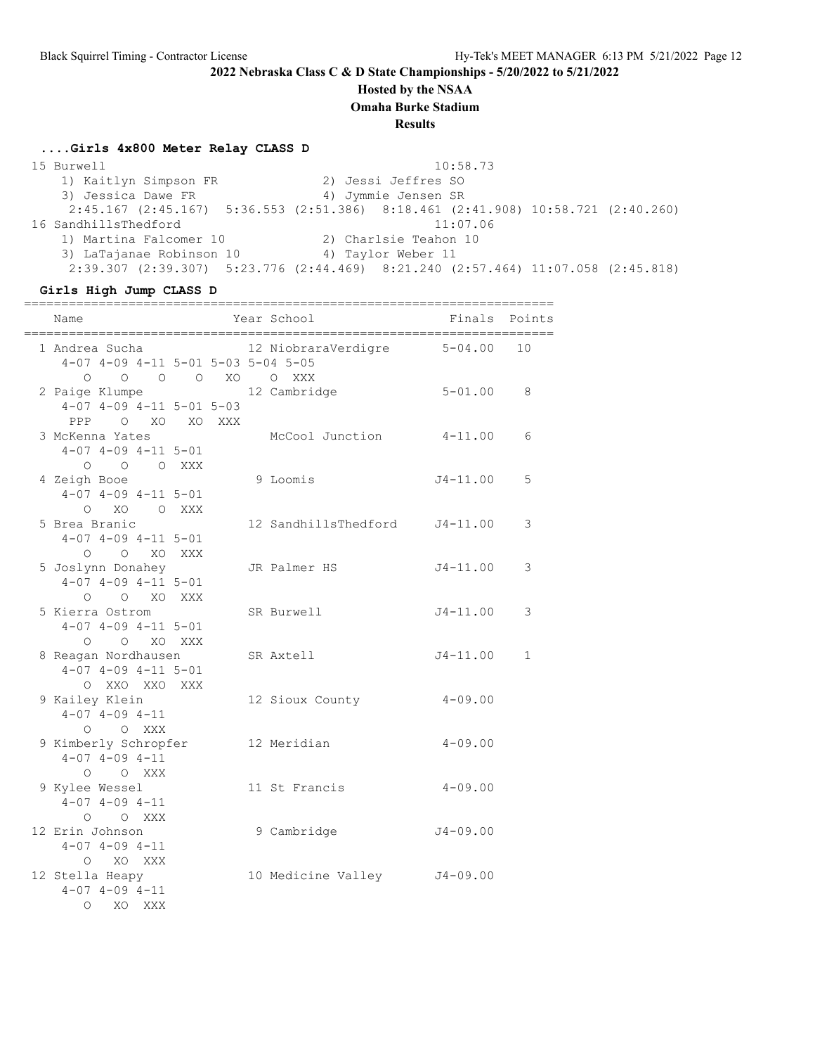# 2022 Nebraska Class C & D State Championships - 5/20/2022 to 5/21/2022

## Hosted by the NSAA

## Omaha Burke Stadium

## Results

### ....Girls 4x800 Meter Relay CLASS D

```
 15 Burwell                                           10:58.73
    1) Kaitlyn Simpson FR              2) Jessi Jeffres SO
    3) Jessica Dawe FR                 4) Jymmie Jensen SR
     2:45.167 (2:45.167)  5:36.553 (2:51.386)  8:18.461 (2:41.908) 10:58.721 (2:40.260)
 16 SandhillsThedford                                 11:07.06
    1) Martina Falcomer 10             2) Charlsie Teahon 10
    3) LaTajanae Robinson 10           4) Taylor Weber 11
     2:39.307 (2:39.307)  5:23.776 (2:44.469)  8:21.240 (2:57.464) 11:07.058 (2:45.818)
```

### Girls High Jump CLASS D

```
=======================================================================
    Name                    Year School                 Finals  Points
=======================================================================
  1 Andrea Sucha              12 NiobraraVerdigre      5-04.00   10
     4-07 4-09 4-11 5-01 5-03 5-04 5-05
        O    O    O    O   XO    O  XXX
  2 Paige Klumpe              12 Cambridge             5-01.00    8
     4-07 4-09 4-11 5-01 5-03
      PPP    O   XO   XO  XXX
  3 McKenna Yates                McCool Junction       4-11.00    6
     4-07 4-09 4-11 5-01
        O    O    O  XXX
  4 Zeigh Booe                 9 Loomis               J4-11.00    5
     4-07 4-09 4-11 5-01
        O   XO    O  XXX
  5 Brea Branic               12 SandhillsThedford    J4-11.00    3
     4-07 4-09 4-11 5-01
        O    O   XO  XXX
  5 Joslynn Donahey           JR Palmer HS            J4-11.00    3
     4-07 4-09 4-11 5-01
        O    O   XO  XXX
  5 Kierra Ostrom             SR Burwell              J4-11.00    3
     4-07 4-09 4-11 5-01
        O    O   XO  XXX
  8 Reagan Nordhausen         SR Axtell               J4-11.00    1
     4-07 4-09 4-11 5-01
        O  XXO  XXO  XXX
  9 Kailey Klein              12 Sioux County          4-09.00
     4-07 4-09 4-11
        O    O  XXX
  9 Kimberly Schropfer        12 Meridian              4-09.00
     4-07 4-09 4-11
        O    O  XXX
  9 Kylee Wessel              11 St Francis            4-09.00
     4-07 4-09 4-11
        O    O  XXX
 12 Erin Johnson               9 Cambridge            J4-09.00
     4-07 4-09 4-11
        O   XO  XXX
 12 Stella Heapy              10 Medicine Valley      J4-09.00
     4-07 4-09 4-11
        O   XO  XXX
```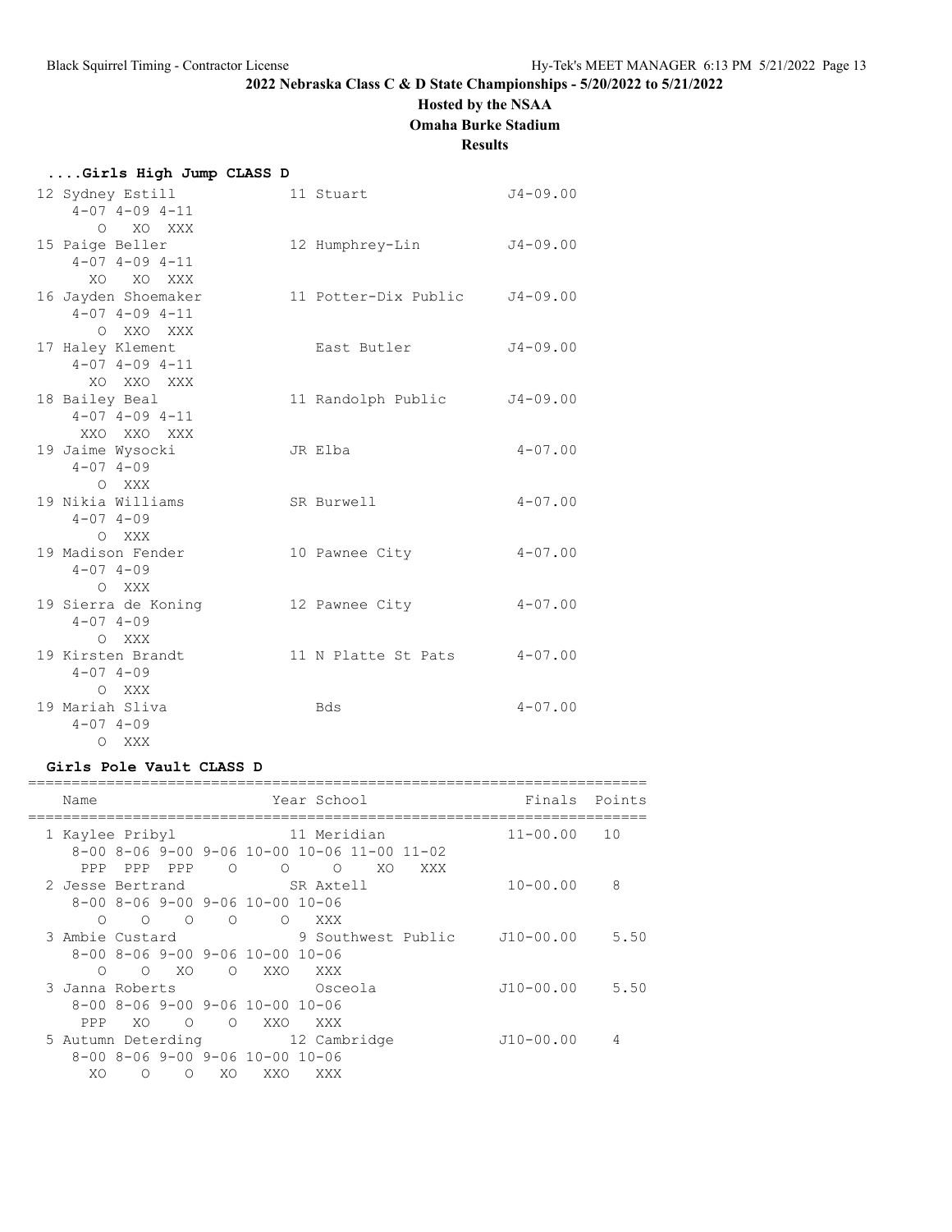## 2022 Nebraska Class C & D State Championships - 5/20/2022 to 5/21/2022

**Hosted by the NSAA**

**Omaha Burke Stadium**

**Results**

### ....Girls High Jump CLASS D

```
 12 Sydney Estill            11 Stuart               J4-09.00
     4-07 4-09 4-11
       O   XO  XXX
 15 Paige Beller             12 Humphrey-Lin         J4-09.00
     4-07 4-09 4-11
      XO   XO  XXX
 16 Jayden Shoemaker         11 Potter-Dix Public    J4-09.00
     4-07 4-09 4-11
       O  XXO  XXX
 17 Haley Klement               East Butler          J4-09.00
     4-07 4-09 4-11
      XO  XXO  XXX
 18 Bailey Beal              11 Randolph Public      J4-09.00
     4-07 4-09 4-11
     XXO  XXO  XXX
 19 Jaime Wysocki            JR Elba                  4-07.00
     4-07 4-09
       O  XXX
 19 Nikia Williams           SR Burwell               4-07.00
     4-07 4-09
       O  XXX
 19 Madison Fender           10 Pawnee City           4-07.00
     4-07 4-09
       O  XXX
 19 Sierra de Koning         12 Pawnee City           4-07.00
     4-07 4-09
       O  XXX
 19 Kirsten Brandt           11 N Platte St Pats      4-07.00
     4-07 4-09
       O  XXX
 19 Mariah Sliva                Bds                   4-07.00
     4-07 4-09
       O  XXX
```

### Girls Pole Vault CLASS D

```
=======================================================================
    Name                    Year School                 Finals  Points
=======================================================================
  1 Kaylee Pribyl            11 Meridian              11-00.00   10
     8-00 8-06 9-00 9-06 10-00 10-06 11-00 11-02
      PPP  PPP  PPP    O     O     O    XO   XXX
  2 Jesse Bertrand           SR Axtell                10-00.00    8
     8-00 8-06 9-00 9-06 10-00 10-06
        O    O    O    O     O   XXX
  3 Ambie Custard             9 Southwest Public     J10-00.00    5.50
     8-00 8-06 9-00 9-06 10-00 10-06
        O    O   XO    O   XXO   XXX
  3 Janna Roberts               Osceola              J10-00.00    5.50
     8-00 8-06 9-00 9-06 10-00 10-06
      PPP   XO    O    O   XXO   XXX
  5 Autumn Deterding         12 Cambridge            J10-00.00    4
     8-00 8-06 9-00 9-06 10-00 10-06
       XO    O    O   XO   XXO   XXX
```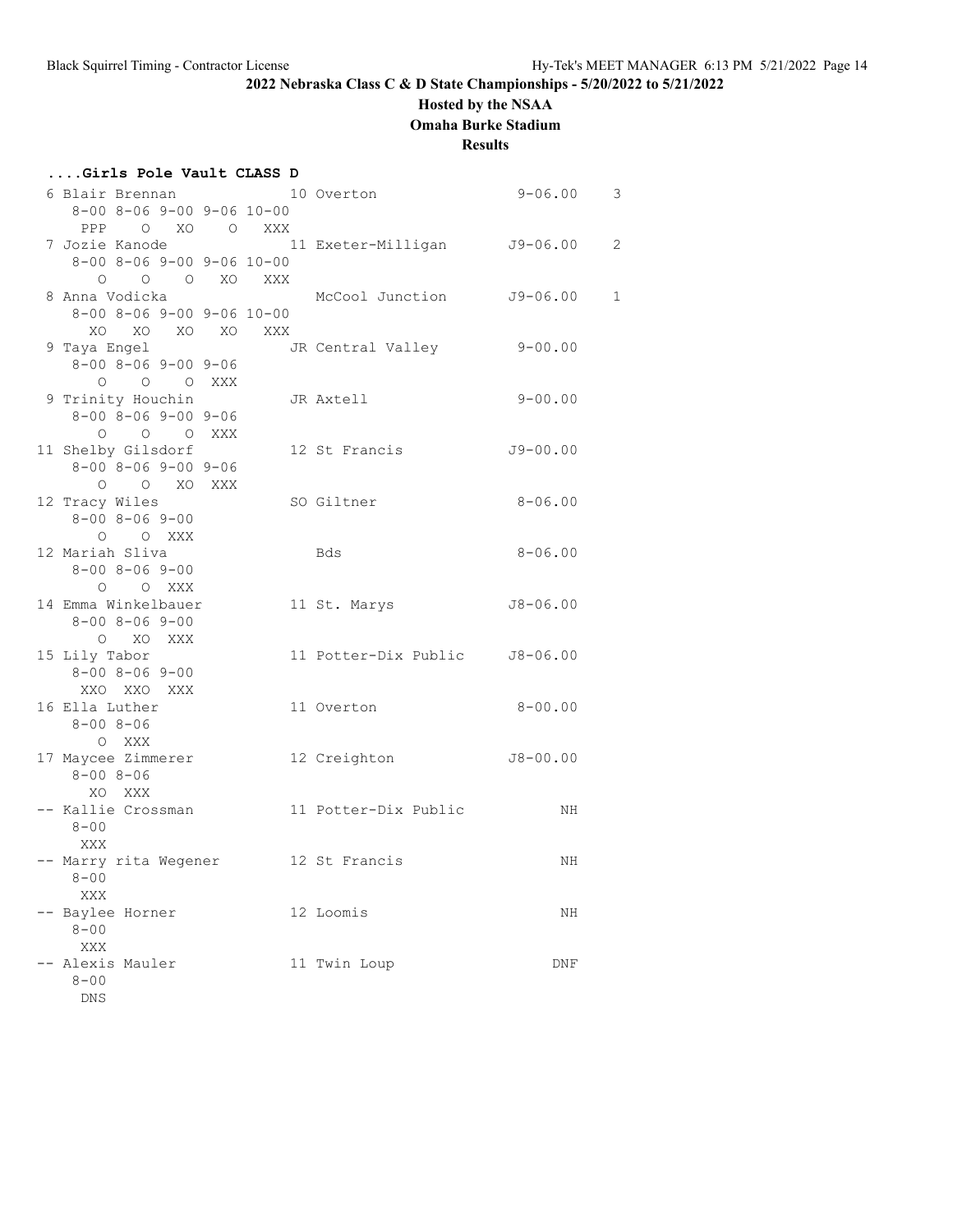**2022 Nebraska Class C & D State Championships - 5/20/2022 to 5/21/2022**

**Hosted by the NSAA**

**Omaha Burke Stadium**

**Results**

### ....Girls Pole Vault CLASS D

```
  6 Blair Brennan             10 Overton               9-06.00    3 
     8-00 8-06 9-00 9-06 10-00
      PPP    O   XO    O   XXX
  7 Jozie Kanode              11 Exeter-Milligan      J9-06.00    2 
     8-00 8-06 9-00 9-06 10-00
        O    O    O   XO   XXX
  8 Anna Vodicka                 McCool Junction      J9-06.00    1 
     8-00 8-06 9-00 9-06 10-00
       XO   XO   XO   XO   XXX
  9 Taya Engel                JR Central Valley        9-00.00        
     8-00 8-06 9-00 9-06
        O    O    O  XXX
  9 Trinity Houchin           JR Axtell                9-00.00        
     8-00 8-06 9-00 9-06
        O    O    O  XXX
 11 Shelby Gilsdorf           12 St Francis           J9-00.00        
     8-00 8-06 9-00 9-06
        O    O   XO  XXX
 12 Tracy Wiles               SO Giltner               8-06.00        
     8-00 8-06 9-00
        O    O  XXX
 12 Mariah Sliva                 Bds                   8-06.00        
     8-00 8-06 9-00
        O    O  XXX
 14 Emma Winkelbauer          11 St. Marys            J8-06.00        
     8-00 8-06 9-00
        O   XO  XXX
 15 Lily Tabor                11 Potter-Dix Public    J8-06.00        
     8-00 8-06 9-00
      XXO  XXO  XXX
 16 Ella Luther               11 Overton               8-00.00        
     8-00 8-06
        O  XXX
 17 Maycee Zimmerer           12 Creighton            J8-00.00        
     8-00 8-06
       XO  XXX
 -- Kallie Crossman           11 Potter-Dix Public          NH        
     8-00
      XXX
 -- Marry rita Wegener        12 St Francis                 NH        
     8-00
      XXX
 -- Baylee Horner             12 Loomis                     NH        
     8-00
      XXX
 -- Alexis Mauler             11 Twin Loup                 DNF        
     8-00
      DNS
```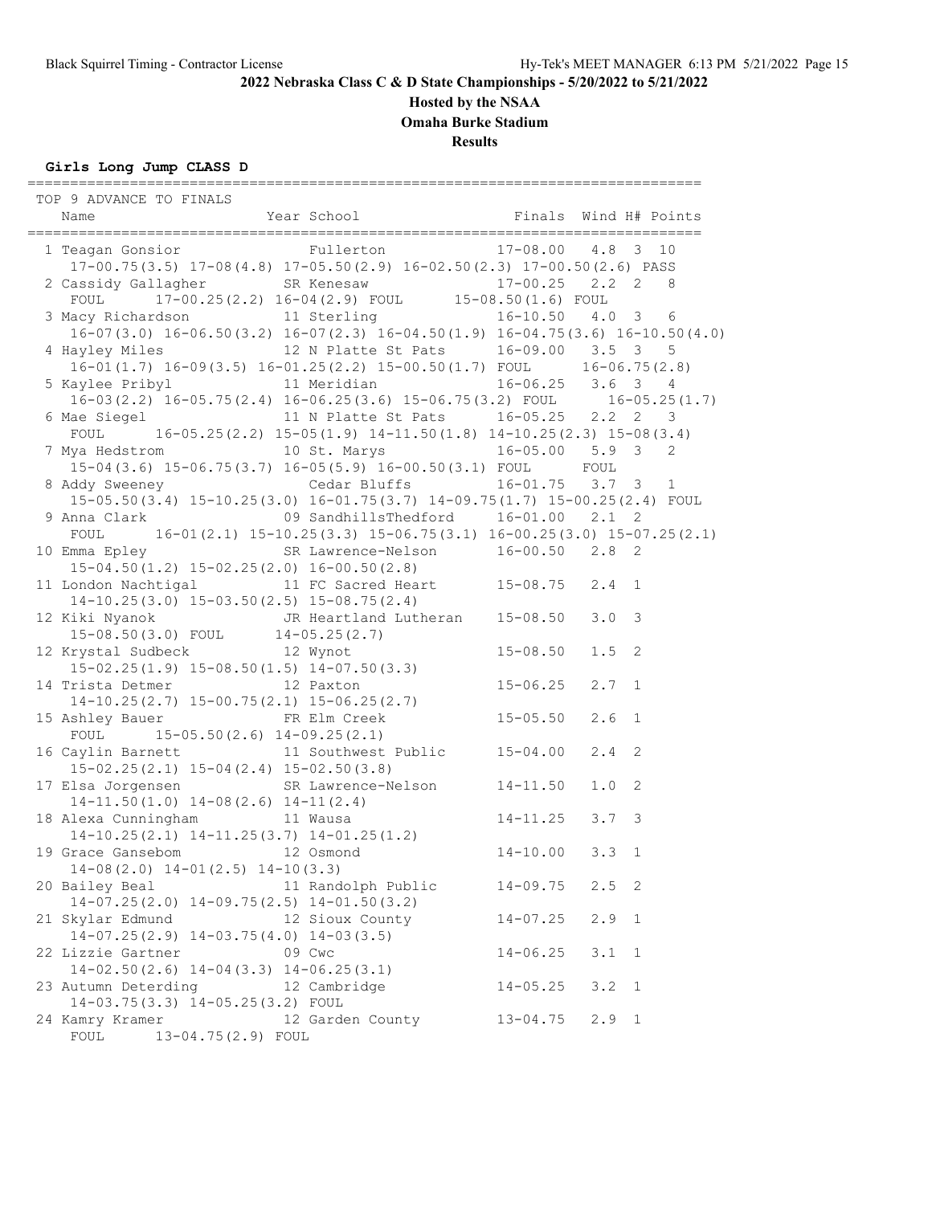## 2022 Nebraska Class C & D State Championships - 5/20/2022 to 5/21/2022

**Hosted by the NSAA**

**Omaha Burke Stadium**

**Results**

### Girls Long Jump CLASS D

TOP 9 ADVANCE TO FINALS

| Place | Name | Year | School | Finals | Wind | H# | Points |
|---|---|---|---|---|---|---|---|
| 1 | Teagan Gonsior | | Fullerton | 17-08.00 | 4.8 | 3 | 10 |
| | 17-00.75(3.5) 17-08(4.8) 17-05.50(2.9) 16-02.50(2.3) 17-00.50(2.6) PASS | | | | | | |
| 2 | Cassidy Gallagher | SR | Kenesaw | 17-00.25 | 2.2 | 2 | 8 |
| | FOUL 17-00.25(2.2) 16-04(2.9) FOUL 15-08.50(1.6) FOUL | | | | | | |
| 3 | Macy Richardson | 11 | Sterling | 16-10.50 | 4.0 | 3 | 6 |
| | 16-07(3.0) 16-06.50(3.2) 16-07(2.3) 16-04.50(1.9) 16-04.75(3.6) 16-10.50(4.0) | | | | | | |
| 4 | Hayley Miles | 12 | N Platte St Pats | 16-09.00 | 3.5 | 3 | 5 |
| | 16-01(1.7) 16-09(3.5) 16-01.25(2.2) 15-00.50(1.7) FOUL 16-06.75(2.8) | | | | | | |
| 5 | Kaylee Pribyl | 11 | Meridian | 16-06.25 | 3.6 | 3 | 4 |
| | 16-03(2.2) 16-05.75(2.4) 16-06.25(3.6) 15-06.75(3.2) FOUL 16-05.25(1.7) | | | | | | |
| 6 | Mae Siegel | 11 | N Platte St Pats | 16-05.25 | 2.2 | 2 | 3 |
| | FOUL 16-05.25(2.2) 15-05(1.9) 14-11.50(1.8) 14-10.25(2.3) 15-08(3.4) | | | | | | |
| 7 | Mya Hedstrom | 10 | St. Marys | 16-05.00 | 5.9 | 3 | 2 |
| | 15-04(3.6) 15-06.75(3.7) 16-05(5.9) 16-00.50(3.1) FOUL FOUL | | | | | | |
| 8 | Addy Sweeney | | Cedar Bluffs | 16-01.75 | 3.7 | 3 | 1 |
| | 15-05.50(3.4) 15-10.25(3.0) 16-01.75(3.7) 14-09.75(1.7) 15-00.25(2.4) FOUL | | | | | | |
| 9 | Anna Clark | 09 | SandhillsThedford | 16-01.00 | 2.1 | 2 | |
| | FOUL 16-01(2.1) 15-10.25(3.3) 15-06.75(3.1) 16-00.25(3.0) 15-07.25(2.1) | | | | | | |
| 10 | Emma Epley | SR | Lawrence-Nelson | 16-00.50 | 2.8 | 2 | |
| | 15-04.50(1.2) 15-02.25(2.0) 16-00.50(2.8) | | | | | | |
| 11 | London Nachtigal | 11 | FC Sacred Heart | 15-08.75 | 2.4 | 1 | |
| | 14-10.25(3.0) 15-03.50(2.5) 15-08.75(2.4) | | | | | | |
| 12 | Kiki Nyanok | JR | Heartland Lutheran | 15-08.50 | 3.0 | 3 | |
| | 15-08.50(3.0) FOUL 14-05.25(2.7) | | | | | | |
| 12 | Krystal Sudbeck | 12 | Wynot | 15-08.50 | 1.5 | 2 | |
| | 15-02.25(1.9) 15-08.50(1.5) 14-07.50(3.3) | | | | | | |
| 14 | Trista Detmer | 12 | Paxton | 15-06.25 | 2.7 | 1 | |
| | 14-10.25(2.7) 15-00.75(2.1) 15-06.25(2.7) | | | | | | |
| 15 | Ashley Bauer | FR | Elm Creek | 15-05.50 | 2.6 | 1 | |
| | FOUL 15-05.50(2.6) 14-09.25(2.1) | | | | | | |
| 16 | Caylin Barnett | 11 | Southwest Public | 15-04.00 | 2.4 | 2 | |
| | 15-02.25(2.1) 15-04(2.4) 15-02.50(3.8) | | | | | | |
| 17 | Elsa Jorgensen | SR | Lawrence-Nelson | 14-11.50 | 1.0 | 2 | |
| | 14-11.50(1.0) 14-08(2.6) 14-11(2.4) | | | | | | |
| 18 | Alexa Cunningham | 11 | Wausa | 14-11.25 | 3.7 | 3 | |
| | 14-10.25(2.1) 14-11.25(3.7) 14-01.25(1.2) | | | | | | |
| 19 | Grace Gansebom | 12 | Osmond | 14-10.00 | 3.3 | 1 | |
| | 14-08(2.0) 14-01(2.5) 14-10(3.3) | | | | | | |
| 20 | Bailey Beal | 11 | Randolph Public | 14-09.75 | 2.5 | 2 | |
| | 14-07.25(2.0) 14-09.75(2.5) 14-01.50(3.2) | | | | | | |
| 21 | Skylar Edmund | 12 | Sioux County | 14-07.25 | 2.9 | 1 | |
| | 14-07.25(2.9) 14-03.75(4.0) 14-03(3.5) | | | | | | |
| 22 | Lizzie Gartner | 09 | Cwc | 14-06.25 | 3.1 | 1 | |
| | 14-02.50(2.6) 14-04(3.3) 14-06.25(3.1) | | | | | | |
| 23 | Autumn Deterding | 12 | Cambridge | 14-05.25 | 3.2 | 1 | |
| | 14-03.75(3.3) 14-05.25(3.2) FOUL | | | | | | |
| 24 | Kamry Kramer | 12 | Garden County | 13-04.75 | 2.9 | 1 | |
| | FOUL 13-04.75(2.9) FOUL | | | | | | |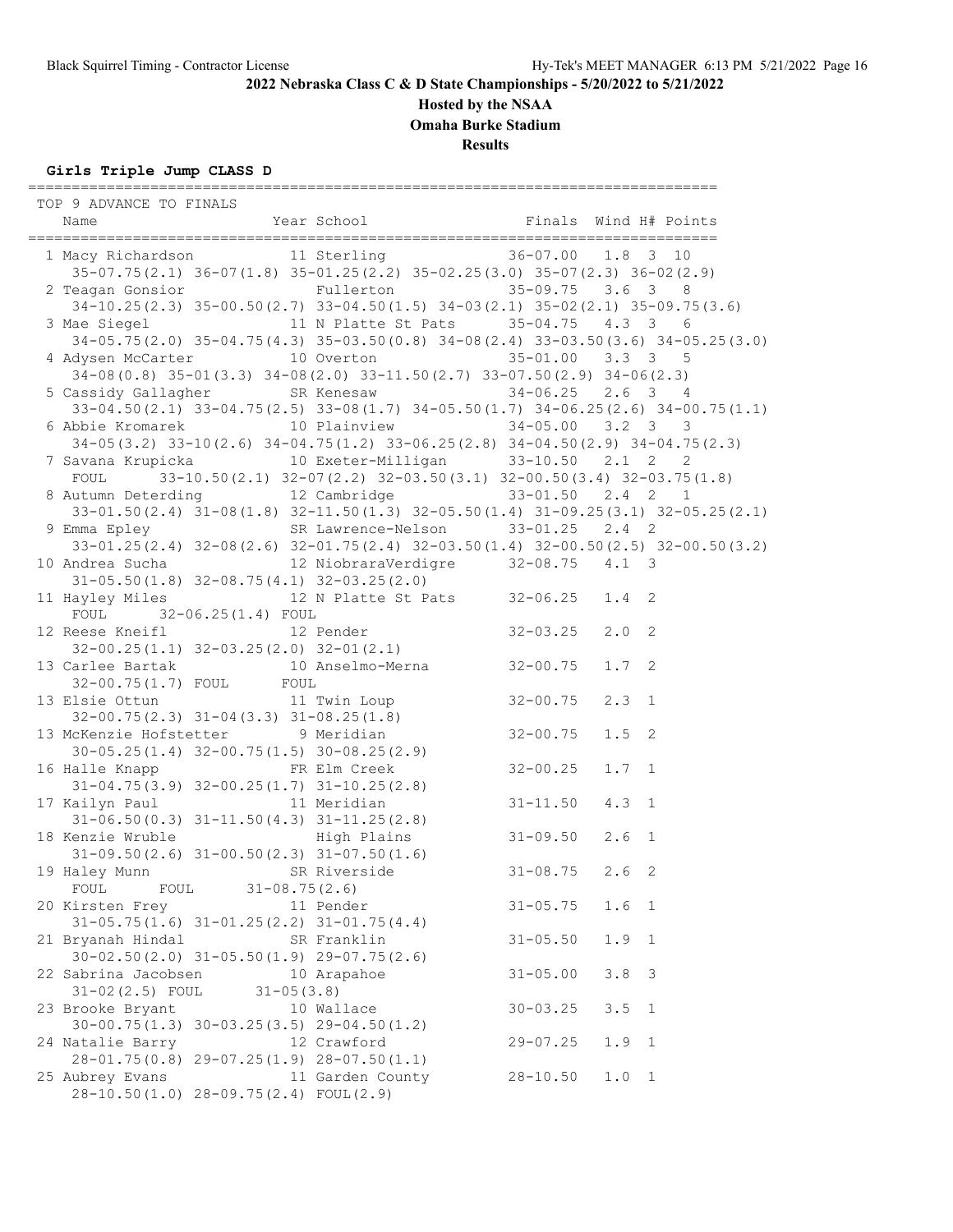**2022 Nebraska Class C & D State Championships - 5/20/2022 to 5/21/2022**

**Hosted by the NSAA**

**Omaha Burke Stadium**

**Results**

### Girls Triple Jump CLASS D

```
================================================================================
 TOP 9 ADVANCE TO FINALS
    Name                    Year School                  Finals  Wind H# Points
================================================================================
  1 Macy Richardson         11 Sterling                36-07.00   1.8  3  10
     35-07.75(2.1) 36-07(1.8) 35-01.25(2.2) 35-02.25(3.0) 35-07(2.3) 36-02(2.9)
  2 Teagan Gonsior             Fullerton               35-09.75   3.6  3   8
     34-10.25(2.3) 35-00.50(2.7) 33-04.50(1.5) 34-03(2.1) 35-02(2.1) 35-09.75(3.6)
  3 Mae Siegel              11 N Platte St Pats        35-04.75   4.3  3   6
     34-05.75(2.0) 35-04.75(4.3) 35-03.50(0.8) 34-08(2.4) 33-03.50(3.6) 34-05.25(3.0)
  4 Adysen McCarter         10 Overton                 35-01.00   3.3  3   5
     34-08(0.8) 35-01(3.3) 34-08(2.0) 33-11.50(2.7) 33-07.50(2.9) 34-06(2.3)
  5 Cassidy Gallagher       SR Kenesaw                 34-06.25   2.6  3   4
     33-04.50(2.1) 33-04.75(2.5) 33-08(1.7) 34-05.50(1.7) 34-06.25(2.6) 34-00.75(1.1)
  6 Abbie Kromarek          10 Plainview               34-05.00   3.2  3   3
     34-05(3.2) 33-10(2.6) 34-04.75(1.2) 33-06.25(2.8) 34-04.50(2.9) 34-04.75(2.3)
  7 Savana Krupicka         10 Exeter-Milligan         33-10.50   2.1  2   2
     FOUL     33-10.50(2.1) 32-07(2.2) 32-03.50(3.1) 32-00.50(3.4) 32-03.75(1.8)
  8 Autumn Deterding        12 Cambridge               33-01.50   2.4  2   1
     33-01.50(2.4) 31-08(1.8) 32-11.50(1.3) 32-05.50(1.4) 31-09.25(3.1) 32-05.25(2.1)
  9 Emma Epley              SR Lawrence-Nelson         33-01.25   2.4  2
     33-01.25(2.4) 32-08(2.6) 32-01.75(2.4) 32-03.50(1.4) 32-00.50(2.5) 32-00.50(3.2)
 10 Andrea Sucha            12 NiobraraVerdigre        32-08.75   4.1  3
     31-05.50(1.8) 32-08.75(4.1) 32-03.25(2.0)
 11 Hayley Miles            12 N Platte St Pats        32-06.25   1.4  2
     FOUL     32-06.25(1.4) FOUL
 12 Reese Kneifl            12 Pender                  32-03.25   2.0  2
     32-00.25(1.1) 32-03.25(2.0) 32-01(2.1)
 13 Carlee Bartak           10 Anselmo-Merna           32-00.75   1.7  2
     32-00.75(1.7) FOUL      FOUL
 13 Elsie Ottun             11 Twin Loup               32-00.75   2.3  1
     32-00.75(2.3) 31-04(3.3) 31-08.25(1.8)
 13 McKenzie Hofstetter      9 Meridian                32-00.75   1.5  2
     30-05.25(1.4) 32-00.75(1.5) 30-08.25(2.9)
 16 Halle Knapp             FR Elm Creek               32-00.25   1.7  1
     31-04.75(3.9) 32-00.25(1.7) 31-10.25(2.8)
 17 Kailyn Paul             11 Meridian                31-11.50   4.3  1
     31-06.50(0.3) 31-11.50(4.3) 31-11.25(2.8)
 18 Kenzie Wruble              High Plains             31-09.50   2.6  1
     31-09.50(2.6) 31-00.50(2.3) 31-07.50(1.6)
 19 Haley Munn              SR Riverside               31-08.75   2.6  2
     FOUL      FOUL      31-08.75(2.6)
 20 Kirsten Frey            11 Pender                  31-05.75   1.6  1
     31-05.75(1.6) 31-01.25(2.2) 31-01.75(4.4)
 21 Bryanah Hindal          SR Franklin                31-05.50   1.9  1
     30-02.50(2.0) 31-05.50(1.9) 29-07.75(2.6)
 22 Sabrina Jacobsen        10 Arapahoe                31-05.00   3.8  3
     31-02(2.5) FOUL      31-05(3.8)
 23 Brooke Bryant           10 Wallace                 30-03.25   3.5  1
     30-00.75(1.3) 30-03.25(3.5) 29-04.50(1.2)
 24 Natalie Barry           12 Crawford                29-07.25   1.9  1
     28-01.75(0.8) 29-07.25(1.9) 28-07.50(1.1)
 25 Aubrey Evans            11 Garden County           28-10.50   1.0  1
     28-10.50(1.0) 28-09.75(2.4) FOUL(2.9)
```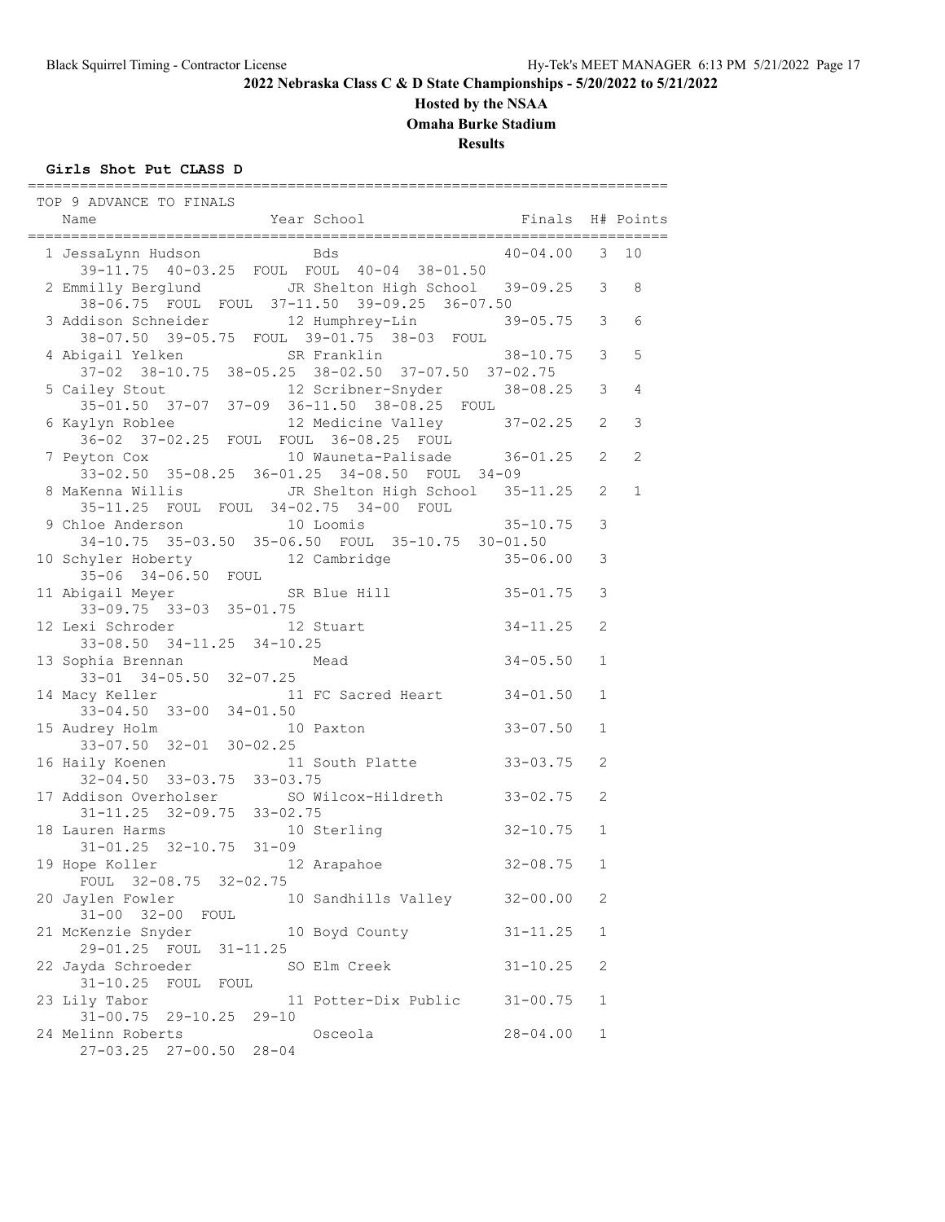**2022 Nebraska Class C & D State Championships - 5/20/2022 to 5/21/2022**

**Hosted by the NSAA**

**Omaha Burke Stadium**

**Results**

### Girls Shot Put CLASS D

TOP 9 ADVANCE TO FINALS

| Place | Name | Year | School | Finals | H# | Points |
|---|---|---|---|---|---|---|
| 1 | JessaLynn Hudson | | Bds | 40-04.00 | 3 | 10 |
| | 39-11.75 40-03.25 FOUL FOUL 40-04 38-01.50 | | | | | |
| 2 | Emmilly Berglund | JR | Shelton High School | 39-09.25 | 3 | 8 |
| | 38-06.75 FOUL FOUL 37-11.50 39-09.25 36-07.50 | | | | | |
| 3 | Addison Schneider | 12 | Humphrey-Lin | 39-05.75 | 3 | 6 |
| | 38-07.50 39-05.75 FOUL 39-01.75 38-03 FOUL | | | | | |
| 4 | Abigail Yelken | SR | Franklin | 38-10.75 | 3 | 5 |
| | 37-02 38-10.75 38-05.25 38-02.50 37-07.50 37-02.75 | | | | | |
| 5 | Cailey Stout | 12 | Scribner-Snyder | 38-08.25 | 3 | 4 |
| | 35-01.50 37-07 37-09 36-11.50 38-08.25 FOUL | | | | | |
| 6 | Kaylyn Roblee | 12 | Medicine Valley | 37-02.25 | 2 | 3 |
| | 36-02 37-02.25 FOUL FOUL 36-08.25 FOUL | | | | | |
| 7 | Peyton Cox | 10 | Wauneta-Palisade | 36-01.25 | 2 | 2 |
| | 33-02.50 35-08.25 36-01.25 34-08.50 FOUL 34-09 | | | | | |
| 8 | MaKenna Willis | JR | Shelton High School | 35-11.25 | 2 | 1 |
| | 35-11.25 FOUL FOUL 34-02.75 34-00 FOUL | | | | | |
| 9 | Chloe Anderson | 10 | Loomis | 35-10.75 | 3 | |
| | 34-10.75 35-03.50 35-06.50 FOUL 35-10.75 30-01.50 | | | | | |
| 10 | Schyler Hoberty | 12 | Cambridge | 35-06.00 | 3 | |
| | 35-06 34-06.50 FOUL | | | | | |
| 11 | Abigail Meyer | SR | Blue Hill | 35-01.75 | 3 | |
| | 33-09.75 33-03 35-01.75 | | | | | |
| 12 | Lexi Schroder | 12 | Stuart | 34-11.25 | 2 | |
| | 33-08.50 34-11.25 34-10.25 | | | | | |
| 13 | Sophia Brennan | | Mead | 34-05.50 | 1 | |
| | 33-01 34-05.50 32-07.25 | | | | | |
| 14 | Macy Keller | 11 | FC Sacred Heart | 34-01.50 | 1 | |
| | 33-04.50 33-00 34-01.50 | | | | | |
| 15 | Audrey Holm | 10 | Paxton | 33-07.50 | 1 | |
| | 33-07.50 32-01 30-02.25 | | | | | |
| 16 | Haily Koenen | 11 | South Platte | 33-03.75 | 2 | |
| | 32-04.50 33-03.75 33-03.75 | | | | | |
| 17 | Addison Overholser | SO | Wilcox-Hildreth | 33-02.75 | 2 | |
| | 31-11.25 32-09.75 33-02.75 | | | | | |
| 18 | Lauren Harms | 10 | Sterling | 32-10.75 | 1 | |
| | 31-01.25 32-10.75 31-09 | | | | | |
| 19 | Hope Koller | 12 | Arapahoe | 32-08.75 | 1 | |
| | FOUL 32-08.75 32-02.75 | | | | | |
| 20 | Jaylen Fowler | 10 | Sandhills Valley | 32-00.00 | 2 | |
| | 31-00 32-00 FOUL | | | | | |
| 21 | McKenzie Snyder | 10 | Boyd County | 31-11.25 | 1 | |
| | 29-01.25 FOUL 31-11.25 | | | | | |
| 22 | Jayda Schroeder | SO | Elm Creek | 31-10.25 | 2 | |
| | 31-10.25 FOUL FOUL | | | | | |
| 23 | Lily Tabor | 11 | Potter-Dix Public | 31-00.75 | 1 | |
| | 31-00.75 29-10.25 29-10 | | | | | |
| 24 | Melinn Roberts | | Osceola | 28-04.00 | 1 | |
| | 27-03.25 27-00.50 28-04 | | | | | |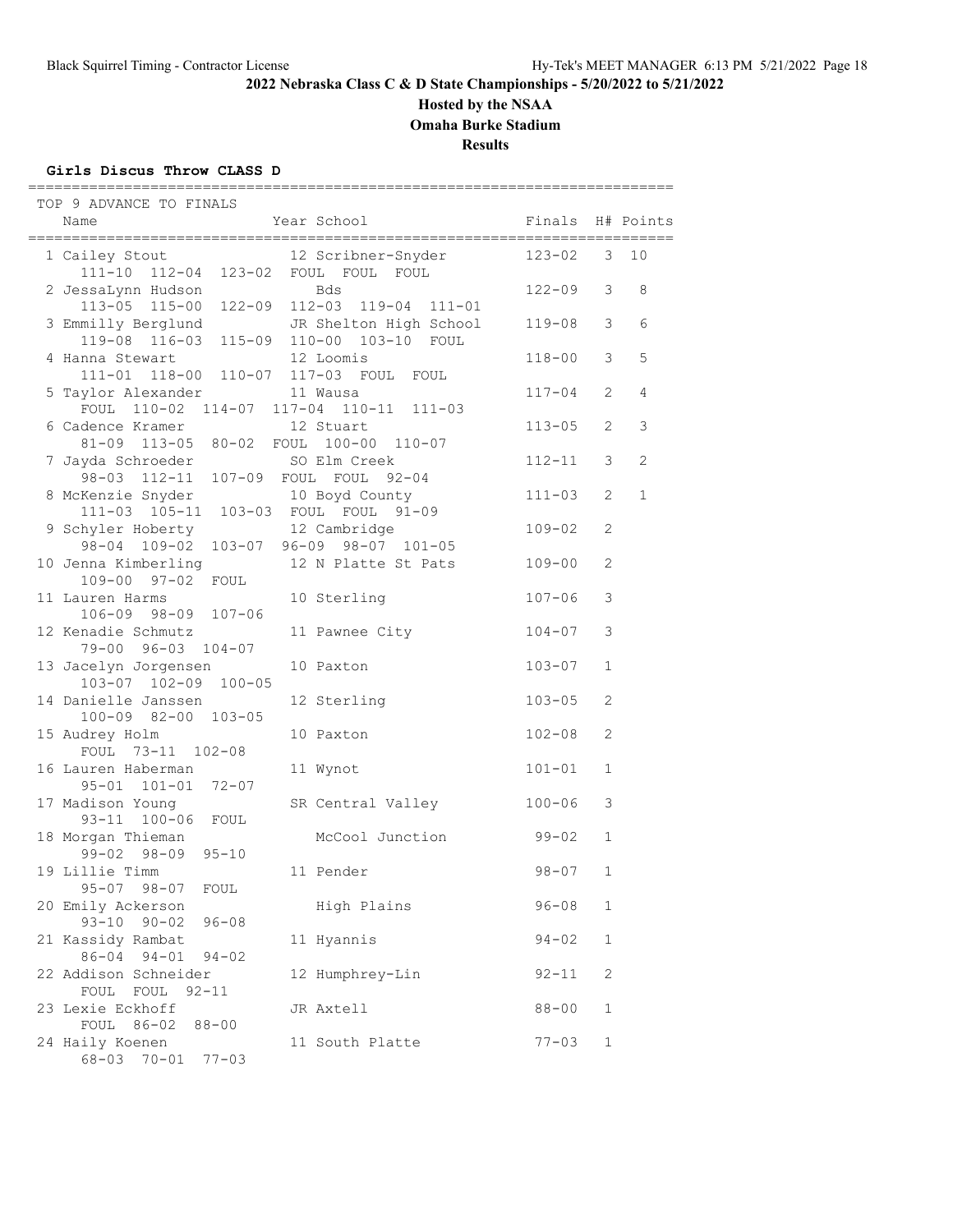## 2022 Nebraska Class C & D State Championships - 5/20/2022 to 5/21/2022

### Hosted by the NSAA

### Omaha Burke Stadium

### Results

**Girls Discus Throw CLASS D**

TOP 9 ADVANCE TO FINALS

| Place | Name | Year | School | Finals | H# | Points |
|---|---|---|---|---|---|---|
| 1 | Cailey Stout | 12 | Scribner-Snyder | 123-02 | 3 | 10 |
| | 111-10 112-04 123-02 FOUL FOUL FOUL | | | | | |
| 2 | JessaLynn Hudson | | Bds | 122-09 | 3 | 8 |
| | 113-05 115-00 122-09 112-03 119-04 111-01 | | | | | |
| 3 | Emmilly Berglund | JR | Shelton High School | 119-08 | 3 | 6 |
| | 119-08 116-03 115-09 110-00 103-10 FOUL | | | | | |
| 4 | Hanna Stewart | 12 | Loomis | 118-00 | 3 | 5 |
| | 111-01 118-00 110-07 117-03 FOUL FOUL | | | | | |
| 5 | Taylor Alexander | 11 | Wausa | 117-04 | 2 | 4 |
| | FOUL 110-02 114-07 117-04 110-11 111-03 | | | | | |
| 6 | Cadence Kramer | 12 | Stuart | 113-05 | 2 | 3 |
| | 81-09 113-05 80-02 FOUL 100-00 110-07 | | | | | |
| 7 | Jayda Schroeder | SO | Elm Creek | 112-11 | 3 | 2 |
| | 98-03 112-11 107-09 FOUL FOUL 92-04 | | | | | |
| 8 | McKenzie Snyder | 10 | Boyd County | 111-03 | 2 | 1 |
| | 111-03 105-11 103-03 FOUL FOUL 91-09 | | | | | |
| 9 | Schyler Hoberty | 12 | Cambridge | 109-02 | 2 | |
| | 98-04 109-02 103-07 96-09 98-07 101-05 | | | | | |
| 10 | Jenna Kimberling | 12 | N Platte St Pats | 109-00 | 2 | |
| | 109-00 97-02 FOUL | | | | | |
| 11 | Lauren Harms | 10 | Sterling | 107-06 | 3 | |
| | 106-09 98-09 107-06 | | | | | |
| 12 | Kenadie Schmutz | 11 | Pawnee City | 104-07 | 3 | |
| | 79-00 96-03 104-07 | | | | | |
| 13 | Jacelyn Jorgensen | 10 | Paxton | 103-07 | 1 | |
| | 103-07 102-09 100-05 | | | | | |
| 14 | Danielle Janssen | 12 | Sterling | 103-05 | 2 | |
| | 100-09 82-00 103-05 | | | | | |
| 15 | Audrey Holm | 10 | Paxton | 102-08 | 2 | |
| | FOUL 73-11 102-08 | | | | | |
| 16 | Lauren Haberman | 11 | Wynot | 101-01 | 1 | |
| | 95-01 101-01 72-07 | | | | | |
| 17 | Madison Young | SR | Central Valley | 100-06 | 3 | |
| | 93-11 100-06 FOUL | | | | | |
| 18 | Morgan Thieman | | McCool Junction | 99-02 | 1 | |
| | 99-02 98-09 95-10 | | | | | |
| 19 | Lillie Timm | 11 | Pender | 98-07 | 1 | |
| | 95-07 98-07 FOUL | | | | | |
| 20 | Emily Ackerson | | High Plains | 96-08 | 1 | |
| | 93-10 90-02 96-08 | | | | | |
| 21 | Kassidy Rambat | 11 | Hyannis | 94-02 | 1 | |
| | 86-04 94-01 94-02 | | | | | |
| 22 | Addison Schneider | 12 | Humphrey-Lin | 92-11 | 2 | |
| | FOUL FOUL 92-11 | | | | | |
| 23 | Lexie Eckhoff | JR | Axtell | 88-00 | 1 | |
| | FOUL 86-02 88-00 | | | | | |
| 24 | Haily Koenen | 11 | South Platte | 77-03 | 1 | |
| | 68-03 70-01 77-03 | | | | | |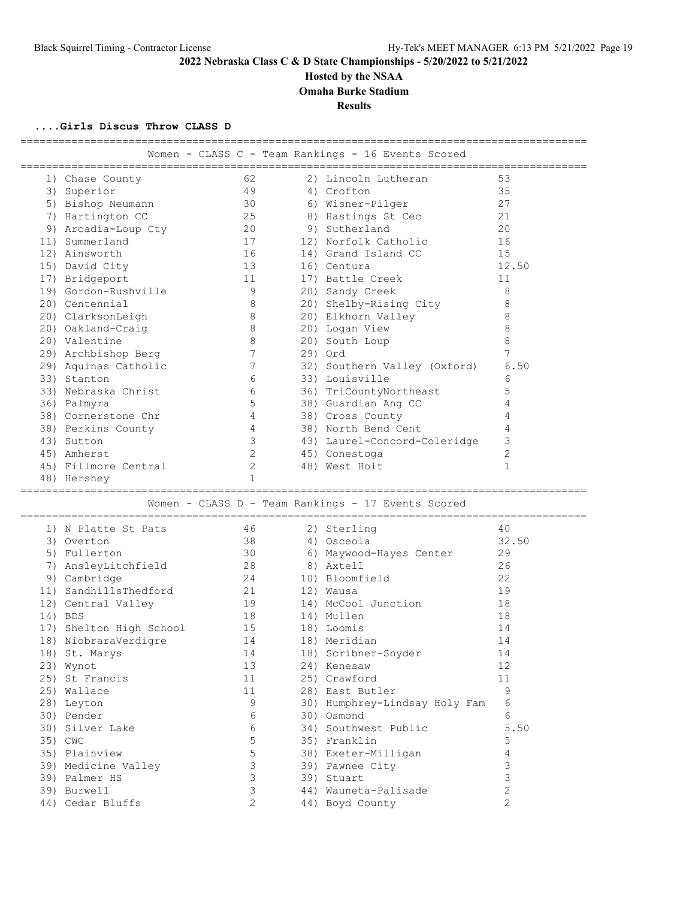**2022 Nebraska Class C & D State Championships - 5/20/2022 to 5/21/2022**

**Hosted by the NSAA**

**Omaha Burke Stadium**

**Results**

### ....Girls Discus Throw CLASS D

**Women - CLASS C - Team Rankings - 16 Events Scored**

| Place | Team | Points | Place | Team | Points |
|---|---|---|---|---|---|
| 1) | Chase County | 62 | 2) | Lincoln Lutheran | 53 |
| 3) | Superior | 49 | 4) | Crofton | 35 |
| 5) | Bishop Neumann | 30 | 6) | Wisner-Pilger | 27 |
| 7) | Hartington CC | 25 | 8) | Hastings St Cec | 21 |
| 9) | Arcadia-Loup Cty | 20 | 9) | Sutherland | 20 |
| 11) | Summerland | 17 | 12) | Norfolk Catholic | 16 |
| 12) | Ainsworth | 16 | 14) | Grand Island CC | 15 |
| 15) | David City | 13 | 16) | Centura | 12.50 |
| 17) | Bridgeport | 11 | 17) | Battle Creek | 11 |
| 19) | Gordon-Rushville | 9 | 20) | Sandy Creek | 8 |
| 20) | Centennial | 8 | 20) | Shelby-Rising City | 8 |
| 20) | ClarksonLeigh | 8 | 20) | Elkhorn Valley | 8 |
| 20) | Oakland-Craig | 8 | 20) | Logan View | 8 |
| 20) | Valentine | 8 | 20) | South Loup | 8 |
| 29) | Archbishop Berg | 7 | 29) | Ord | 7 |
| 29) | Aquinas Catholic | 7 | 32) | Southern Valley (Oxford) | 6.50 |
| 33) | Stanton | 6 | 33) | Louisville | 6 |
| 33) | Nebraska Christ | 6 | 36) | TriCountyNortheast | 5 |
| 36) | Palmyra | 5 | 38) | Guardian Ang CC | 4 |
| 38) | Cornerstone Chr | 4 | 38) | Cross County | 4 |
| 38) | Perkins County | 4 | 38) | North Bend Cent | 4 |
| 43) | Sutton | 3 | 43) | Laurel-Concord-Coleridge | 3 |
| 45) | Amherst | 2 | 45) | Conestoga | 2 |
| 45) | Fillmore Central | 2 | 48) | West Holt | 1 |
| 48) | Hershey | 1 | | | |

**Women - CLASS D - Team Rankings - 17 Events Scored**

| Place | Team | Points | Place | Team | Points |
|---|---|---|---|---|---|
| 1) | N Platte St Pats | 46 | 2) | Sterling | 40 |
| 3) | Overton | 38 | 4) | Osceola | 32.50 |
| 5) | Fullerton | 30 | 6) | Maywood-Hayes Center | 29 |
| 7) | AnsleyLitchfield | 28 | 8) | Axtell | 26 |
| 9) | Cambridge | 24 | 10) | Bloomfield | 22 |
| 11) | SandhillsThedford | 21 | 12) | Wausa | 19 |
| 12) | Central Valley | 19 | 14) | McCool Junction | 18 |
| 14) | BDS | 18 | 14) | Mullen | 18 |
| 17) | Shelton High School | 15 | 18) | Loomis | 14 |
| 18) | NiobraraVerdigre | 14 | 18) | Meridian | 14 |
| 18) | St. Marys | 14 | 18) | Scribner-Snyder | 14 |
| 23) | Wynot | 13 | 24) | Kenesaw | 12 |
| 25) | St Francis | 11 | 25) | Crawford | 11 |
| 25) | Wallace | 11 | 28) | East Butler | 9 |
| 28) | Leyton | 9 | 30) | Humphrey-Lindsay Holy Fam | 6 |
| 30) | Pender | 6 | 30) | Osmond | 6 |
| 30) | Silver Lake | 6 | 34) | Southwest Public | 5.50 |
| 35) | CWC | 5 | 35) | Franklin | 5 |
| 35) | Plainview | 5 | 38) | Exeter-Milligan | 4 |
| 39) | Medicine Valley | 3 | 39) | Pawnee City | 3 |
| 39) | Palmer HS | 3 | 39) | Stuart | 3 |
| 39) | Burwell | 3 | 44) | Wauneta-Palisade | 2 |
| 44) | Cedar Bluffs | 2 | 44) | Boyd County | 2 |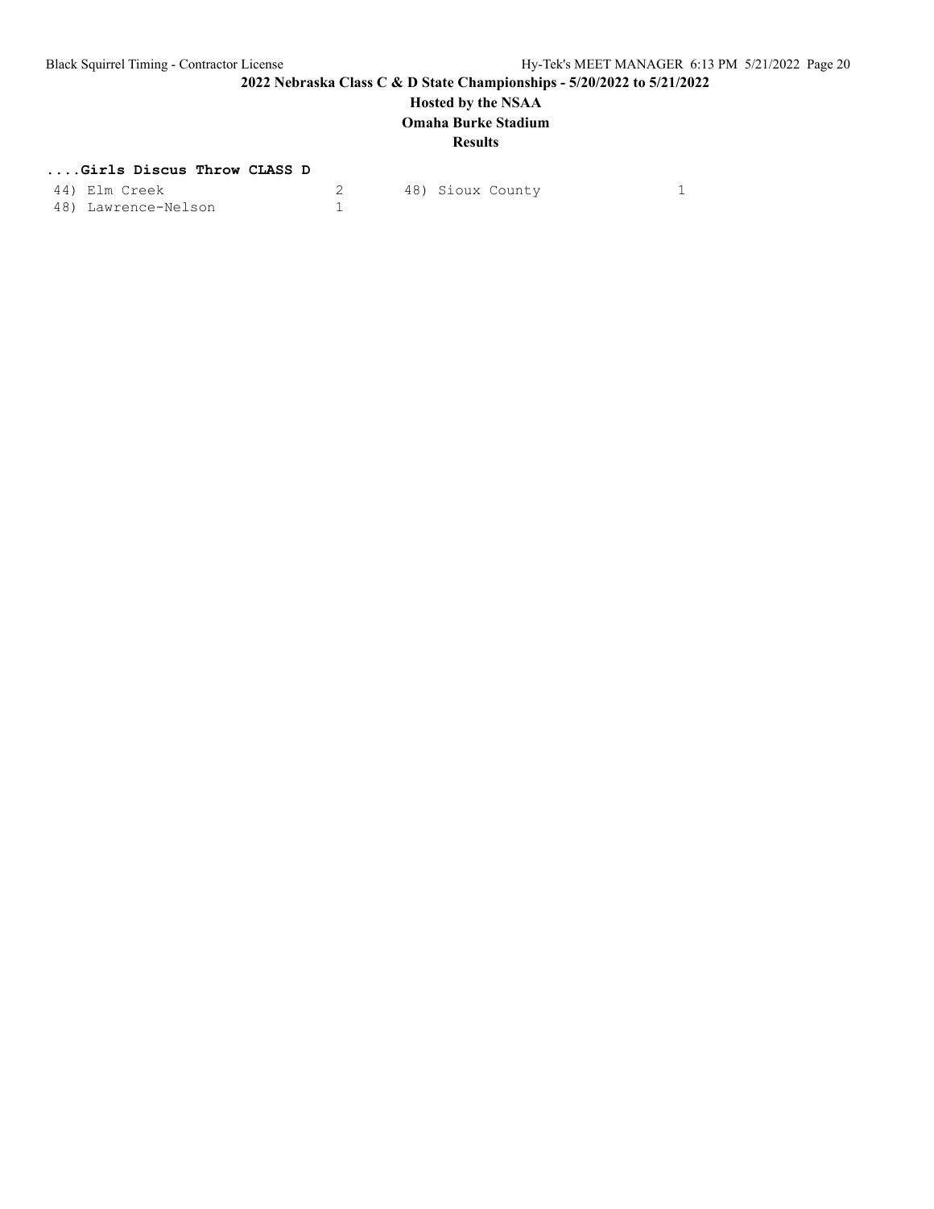#### ....Girls Discus Throw CLASS D

| | | | |
|---|---|---|---|
| 44) Elm Creek | 2 | 48) Sioux County | 1 |
| 48) Lawrence-Nelson | 1 | | |